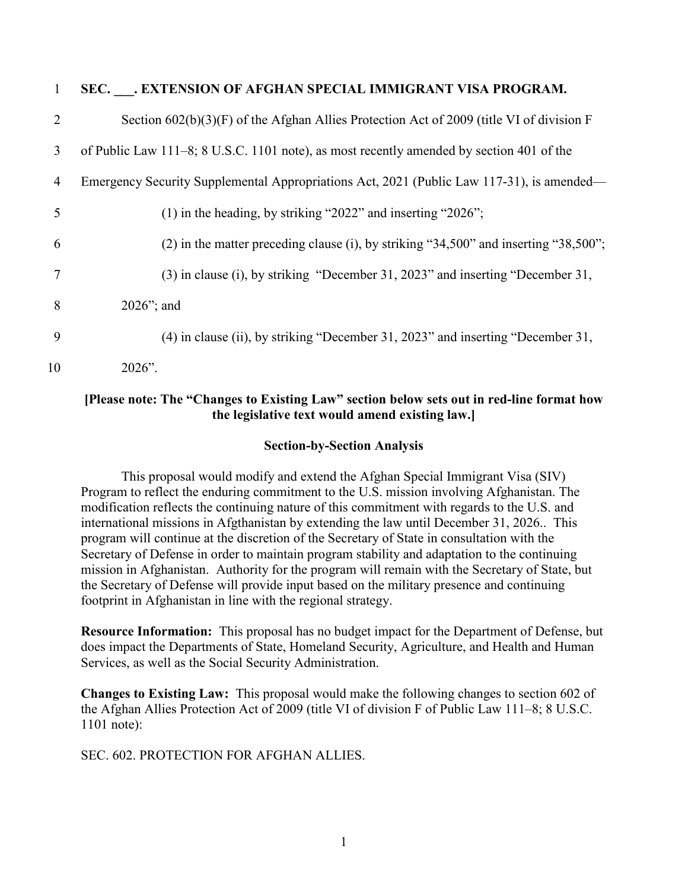**SEC. ___. EXTENSION OF AFGHAN SPECIAL IMMIGRANT VISA PROGRAM.**

Section 602(b)(3)(F) of the Afghan Allies Protection Act of 2009 (title VI of division F of Public Law 111–8; 8 U.S.C. 1101 note), as most recently amended by section 401 of the Emergency Security Supplemental Appropriations Act, 2021 (Public Law 117-31), is amended—

(1) in the heading, by striking "2022" and inserting "2026";

(2) in the matter preceding clause (i), by striking "34,500" and inserting "38,500";

(3) in clause (i), by striking "December 31, 2023" and inserting "December 31, 2026"; and

(4) in clause (ii), by striking "December 31, 2023" and inserting "December 31, 2026".

**[Please note: The "Changes to Existing Law" section below sets out in red-line format how the legislative text would amend existing law.]**

**Section-by-Section Analysis**

This proposal would modify and extend the Afghan Special Immigrant Visa (SIV) Program to reflect the enduring commitment to the U.S. mission involving Afghanistan. The modification reflects the continuing nature of this commitment with regards to the U.S. and international missions in Afgthanistan by extending the law until December 31, 2026.. This program will continue at the discretion of the Secretary of State in consultation with the Secretary of Defense in order to maintain program stability and adaptation to the continuing mission in Afghanistan. Authority for the program will remain with the Secretary of State, but the Secretary of Defense will provide input based on the military presence and continuing footprint in Afghanistan in line with the regional strategy.

**Resource Information:** This proposal has no budget impact for the Department of Defense, but does impact the Departments of State, Homeland Security, Agriculture, and Health and Human Services, as well as the Social Security Administration.

**Changes to Existing Law:** This proposal would make the following changes to section 602 of the Afghan Allies Protection Act of 2009 (title VI of division F of Public Law 111–8; 8 U.S.C. 1101 note):

SEC. 602. PROTECTION FOR AFGHAN ALLIES.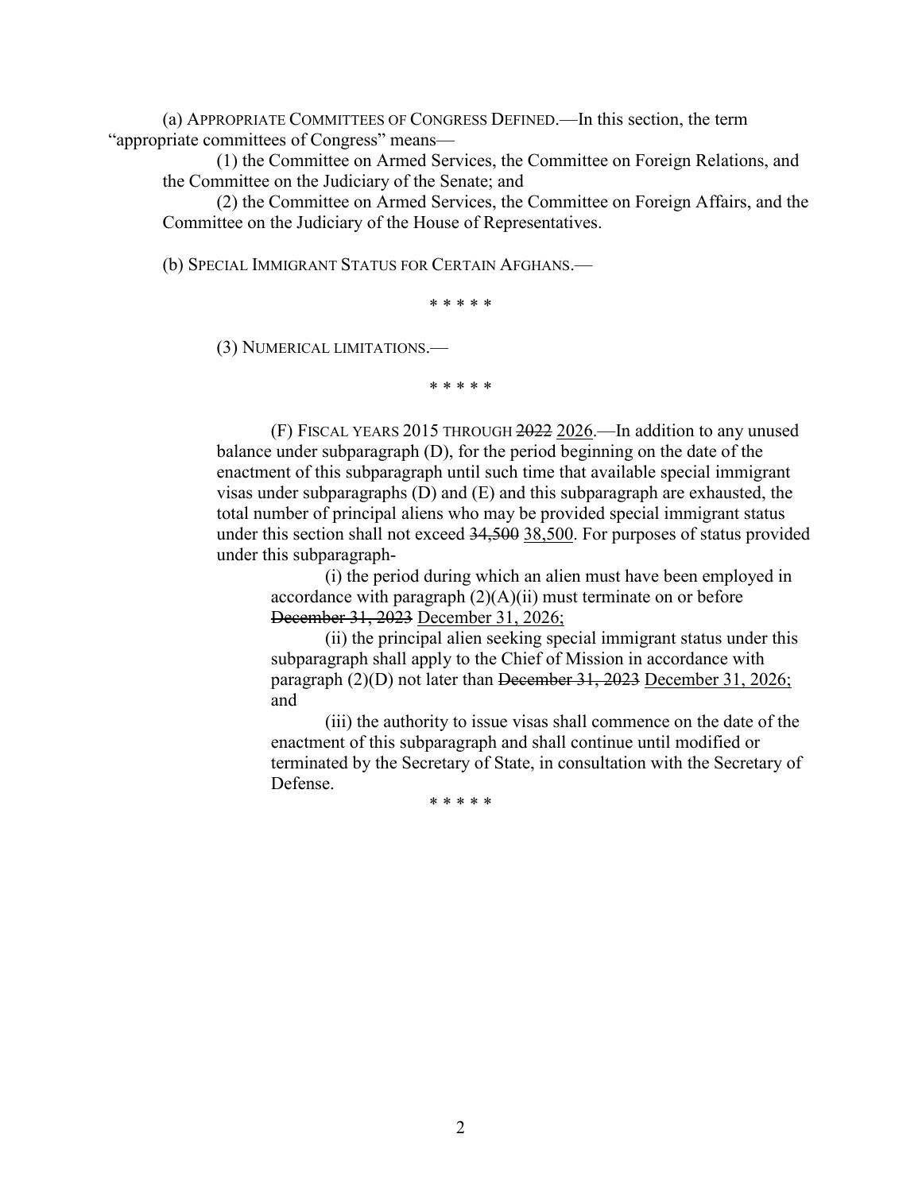(a) APPROPRIATE COMMITTEES OF CONGRESS DEFINED.—In this section, the term "appropriate committees of Congress" means—

(1) the Committee on Armed Services, the Committee on Foreign Relations, and the Committee on the Judiciary of the Senate; and

(2) the Committee on Armed Services, the Committee on Foreign Affairs, and the Committee on the Judiciary of the House of Representatives.

(b) SPECIAL IMMIGRANT STATUS FOR CERTAIN AFGHANS.—

\* \* \* \* \*

(3) NUMERICAL LIMITATIONS.—

\* \* \* \* \*

(F) FISCAL YEARS 2015 THROUGH ~~2022~~ <u>2026</u>.—In addition to any unused balance under subparagraph (D), for the period beginning on the date of the enactment of this subparagraph until such time that available special immigrant visas under subparagraphs (D) and (E) and this subparagraph are exhausted, the total number of principal aliens who may be provided special immigrant status under this section shall not exceed ~~34,500~~ <u>38,500</u>. For purposes of status provided under this subparagraph-

(i) the period during which an alien must have been employed in accordance with paragraph (2)(A)(ii) must terminate on or before ~~December 31, 2023~~ <u>December 31, 2026;</u>

(ii) the principal alien seeking special immigrant status under this subparagraph shall apply to the Chief of Mission in accordance with paragraph (2)(D) not later than ~~December 31, 2023~~ <u>December 31, 2026;</u> and

(iii) the authority to issue visas shall commence on the date of the enactment of this subparagraph and shall continue until modified or terminated by the Secretary of State, in consultation with the Secretary of Defense.

\* \* \* \* \*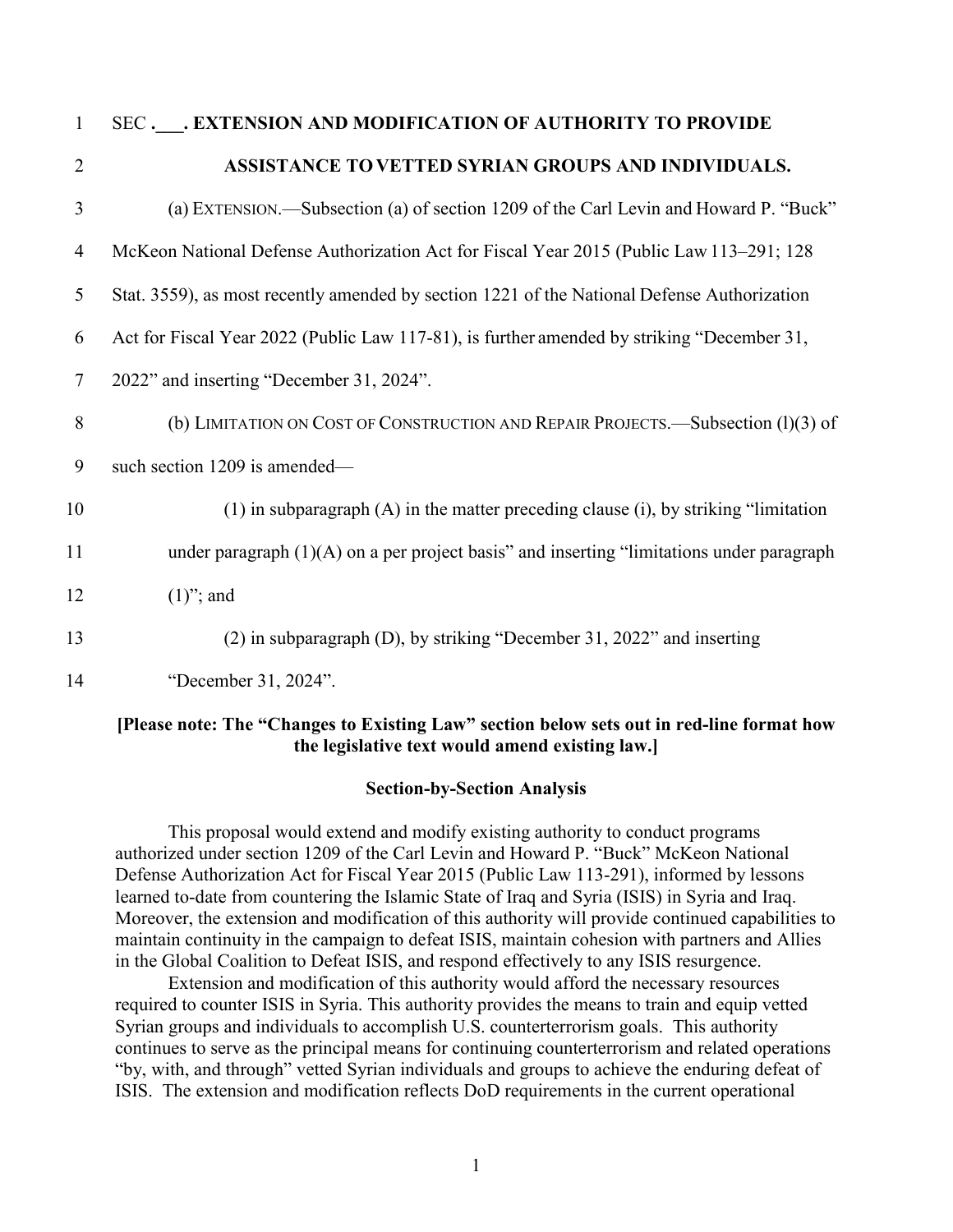**SEC .___. EXTENSION AND MODIFICATION OF AUTHORITY TO PROVIDE ASSISTANCE TO VETTED SYRIAN GROUPS AND INDIVIDUALS.**

(a) EXTENSION.—Subsection (a) of section 1209 of the Carl Levin and Howard P. "Buck" McKeon National Defense Authorization Act for Fiscal Year 2015 (Public Law 113–291; 128 Stat. 3559), as most recently amended by section 1221 of the National Defense Authorization Act for Fiscal Year 2022 (Public Law 117-81), is further amended by striking "December 31, 2022" and inserting "December 31, 2024".

(b) LIMITATION ON COST OF CONSTRUCTION AND REPAIR PROJECTS.—Subsection (l)(3) of such section 1209 is amended—

(1) in subparagraph (A) in the matter preceding clause (i), by striking "limitation under paragraph (1)(A) on a per project basis" and inserting "limitations under paragraph (1)"; and

(2) in subparagraph (D), by striking "December 31, 2022" and inserting "December 31, 2024".

**[Please note: The "Changes to Existing Law" section below sets out in red-line format how the legislative text would amend existing law.]**

**Section-by-Section Analysis**

This proposal would extend and modify existing authority to conduct programs authorized under section 1209 of the Carl Levin and Howard P. "Buck" McKeon National Defense Authorization Act for Fiscal Year 2015 (Public Law 113-291), informed by lessons learned to-date from countering the Islamic State of Iraq and Syria (ISIS) in Syria and Iraq. Moreover, the extension and modification of this authority will provide continued capabilities to maintain continuity in the campaign to defeat ISIS, maintain cohesion with partners and Allies in the Global Coalition to Defeat ISIS, and respond effectively to any ISIS resurgence.

Extension and modification of this authority would afford the necessary resources required to counter ISIS in Syria. This authority provides the means to train and equip vetted Syrian groups and individuals to accomplish U.S. counterterrorism goals. This authority continues to serve as the principal means for continuing counterterrorism and related operations "by, with, and through" vetted Syrian individuals and groups to achieve the enduring defeat of ISIS. The extension and modification reflects DoD requirements in the current operational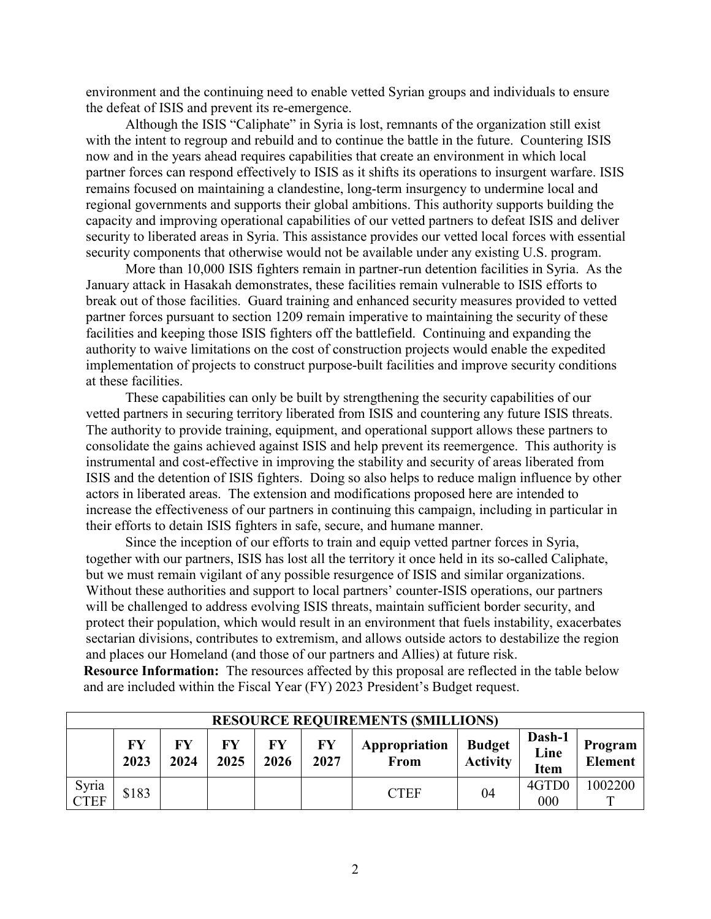environment and the continuing need to enable vetted Syrian groups and individuals to ensure the defeat of ISIS and prevent its re-emergence.

Although the ISIS "Caliphate" in Syria is lost, remnants of the organization still exist with the intent to regroup and rebuild and to continue the battle in the future. Countering ISIS now and in the years ahead requires capabilities that create an environment in which local partner forces can respond effectively to ISIS as it shifts its operations to insurgent warfare. ISIS remains focused on maintaining a clandestine, long-term insurgency to undermine local and regional governments and supports their global ambitions. This authority supports building the capacity and improving operational capabilities of our vetted partners to defeat ISIS and deliver security to liberated areas in Syria. This assistance provides our vetted local forces with essential security components that otherwise would not be available under any existing U.S. program.

More than 10,000 ISIS fighters remain in partner-run detention facilities in Syria. As the January attack in Hasakah demonstrates, these facilities remain vulnerable to ISIS efforts to break out of those facilities. Guard training and enhanced security measures provided to vetted partner forces pursuant to section 1209 remain imperative to maintaining the security of these facilities and keeping those ISIS fighters off the battlefield. Continuing and expanding the authority to waive limitations on the cost of construction projects would enable the expedited implementation of projects to construct purpose-built facilities and improve security conditions at these facilities.

These capabilities can only be built by strengthening the security capabilities of our vetted partners in securing territory liberated from ISIS and countering any future ISIS threats. The authority to provide training, equipment, and operational support allows these partners to consolidate the gains achieved against ISIS and help prevent its reemergence. This authority is instrumental and cost-effective in improving the stability and security of areas liberated from ISIS and the detention of ISIS fighters. Doing so also helps to reduce malign influence by other actors in liberated areas. The extension and modifications proposed here are intended to increase the effectiveness of our partners in continuing this campaign, including in particular in their efforts to detain ISIS fighters in safe, secure, and humane manner.

Since the inception of our efforts to train and equip vetted partner forces in Syria, together with our partners, ISIS has lost all the territory it once held in its so-called Caliphate, but we must remain vigilant of any possible resurgence of ISIS and similar organizations. Without these authorities and support to local partners' counter-ISIS operations, our partners will be challenged to address evolving ISIS threats, maintain sufficient border security, and protect their population, which would result in an environment that fuels instability, exacerbates sectarian divisions, contributes to extremism, and allows outside actors to destabilize the region and places our Homeland (and those of our partners and Allies) at future risk.

**Resource Information:** The resources affected by this proposal are reflected in the table below and are included within the Fiscal Year (FY) 2023 President's Budget request.

| RESOURCE REQUIREMENTS ($MILLIONS) | | | | | | | | | |
|---|---|---|---|---|---|---|---|---|---|
| | **FY 2023** | **FY 2024** | **FY 2025** | **FY 2026** | **FY 2027** | **Appropriation From** | **Budget Activity** | **Dash-1 Line Item** | **Program Element** |
| Syria CTEF | $183 | | | | | CTEF | 04 | 4GTD0000 | 1002200T |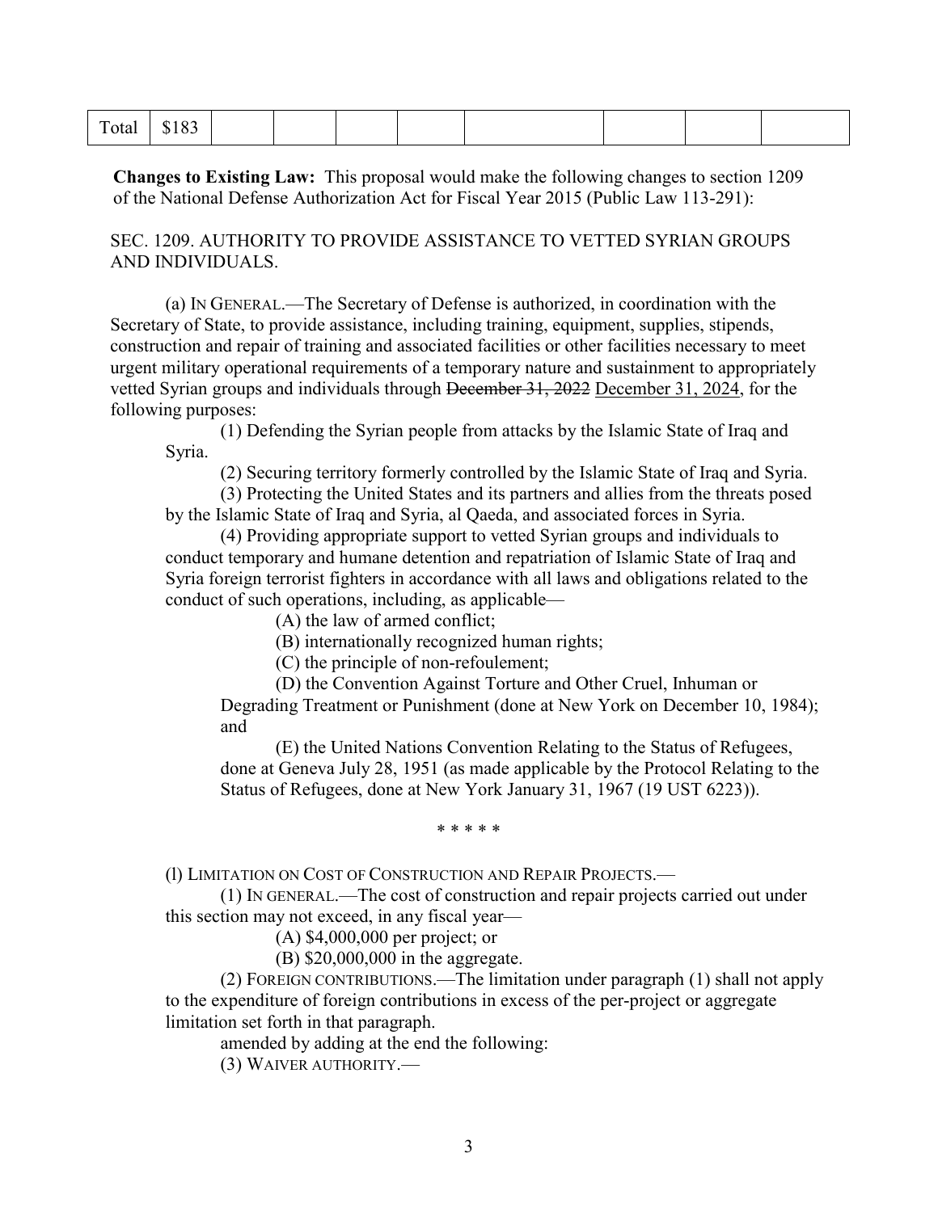| Total | $183 | | | | | | | | |
|---|---|---|---|---|---|---|---|---|---|

**Changes to Existing Law:** This proposal would make the following changes to section 1209 of the National Defense Authorization Act for Fiscal Year 2015 (Public Law 113-291):

SEC. 1209. AUTHORITY TO PROVIDE ASSISTANCE TO VETTED SYRIAN GROUPS AND INDIVIDUALS.

(a) IN GENERAL.—The Secretary of Defense is authorized, in coordination with the Secretary of State, to provide assistance, including training, equipment, supplies, stipends, construction and repair of training and associated facilities or other facilities necessary to meet urgent military operational requirements of a temporary nature and sustainment to appropriately vetted Syrian groups and individuals through ~~December 31, 2022~~ <u>December 31, 2024</u>, for the following purposes:

(1) Defending the Syrian people from attacks by the Islamic State of Iraq and Syria.

(2) Securing territory formerly controlled by the Islamic State of Iraq and Syria.

(3) Protecting the United States and its partners and allies from the threats posed by the Islamic State of Iraq and Syria, al Qaeda, and associated forces in Syria.

(4) Providing appropriate support to vetted Syrian groups and individuals to conduct temporary and humane detention and repatriation of Islamic State of Iraq and Syria foreign terrorist fighters in accordance with all laws and obligations related to the conduct of such operations, including, as applicable—

(A) the law of armed conflict;

(B) internationally recognized human rights;

(C) the principle of non-refoulement;

(D) the Convention Against Torture and Other Cruel, Inhuman or Degrading Treatment or Punishment (done at New York on December 10, 1984); and

(E) the United Nations Convention Relating to the Status of Refugees, done at Geneva July 28, 1951 (as made applicable by the Protocol Relating to the Status of Refugees, done at New York January 31, 1967 (19 UST 6223)).

\* \* \* \* \*

(l) LIMITATION ON COST OF CONSTRUCTION AND REPAIR PROJECTS.—

(1) IN GENERAL.—The cost of construction and repair projects carried out under this section may not exceed, in any fiscal year—

(A) $4,000,000 per project; or

(B) $20,000,000 in the aggregate.

(2) FOREIGN CONTRIBUTIONS.—The limitation under paragraph (1) shall not apply to the expenditure of foreign contributions in excess of the per-project or aggregate limitation set forth in that paragraph.

amended by adding at the end the following:

(3) WAIVER AUTHORITY.—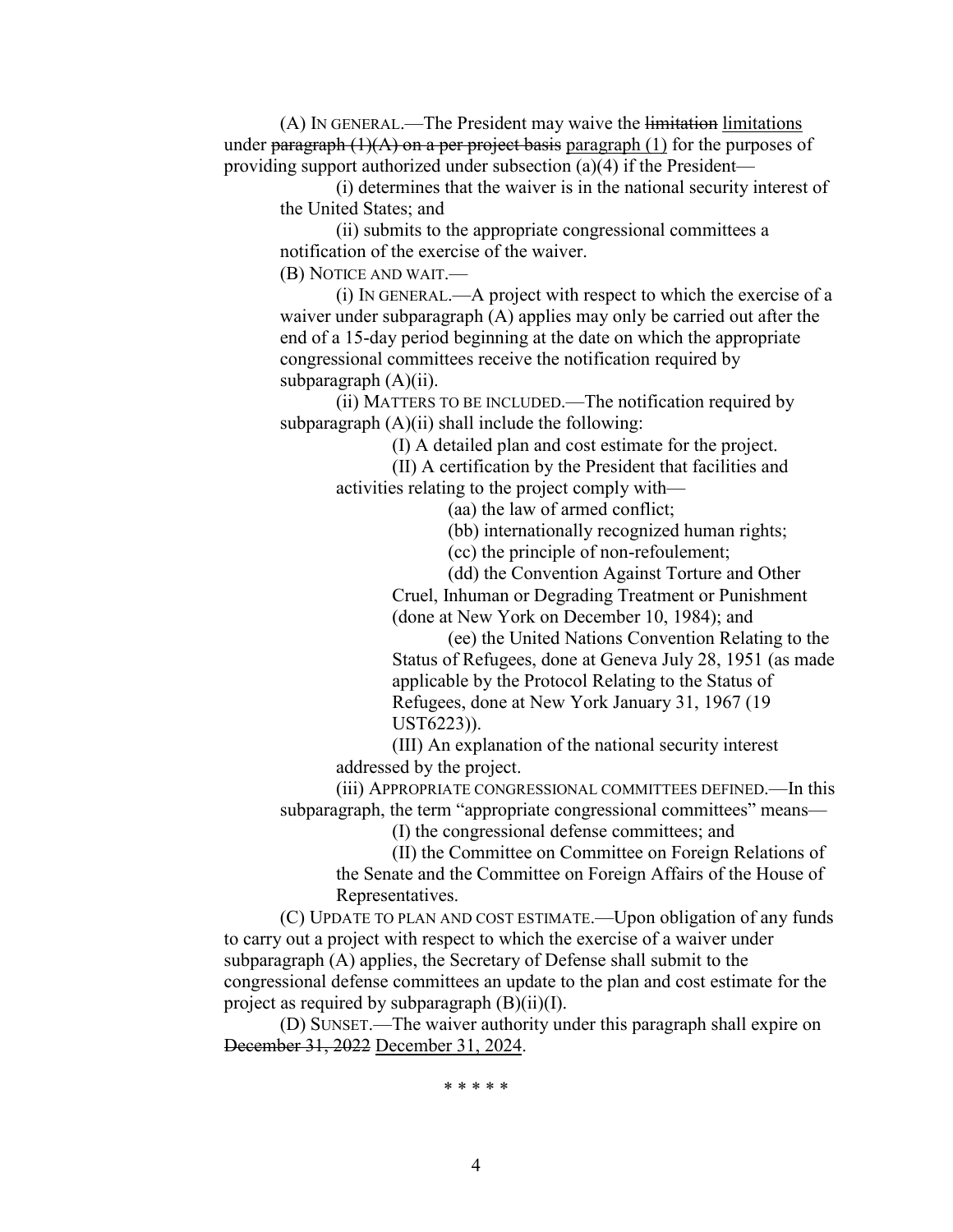(A) IN GENERAL.—The President may waive the ~~limitation~~ <u>limitations</u> under ~~paragraph (1)(A) on a per project basis~~ <u>paragraph (1)</u> for the purposes of providing support authorized under subsection (a)(4) if the President—

(i) determines that the waiver is in the national security interest of the United States; and

(ii) submits to the appropriate congressional committees a notification of the exercise of the waiver.

(B) NOTICE AND WAIT.—

(i) IN GENERAL.—A project with respect to which the exercise of a waiver under subparagraph (A) applies may only be carried out after the end of a 15-day period beginning at the date on which the appropriate congressional committees receive the notification required by subparagraph (A)(ii).

(ii) MATTERS TO BE INCLUDED.—The notification required by subparagraph (A)(ii) shall include the following:

(I) A detailed plan and cost estimate for the project.

(II) A certification by the President that facilities and activities relating to the project comply with—

(aa) the law of armed conflict;

(bb) internationally recognized human rights;

(cc) the principle of non-refoulement;

(dd) the Convention Against Torture and Other Cruel, Inhuman or Degrading Treatment or Punishment (done at New York on December 10, 1984); and

(ee) the United Nations Convention Relating to the Status of Refugees, done at Geneva July 28, 1951 (as made applicable by the Protocol Relating to the Status of Refugees, done at New York January 31, 1967 (19 UST6223)).

(III) An explanation of the national security interest addressed by the project.

(iii) APPROPRIATE CONGRESSIONAL COMMITTEES DEFINED.—In this subparagraph, the term "appropriate congressional committees" means—

(I) the congressional defense committees; and

(II) the Committee on Committee on Foreign Relations of the Senate and the Committee on Foreign Affairs of the House of Representatives.

(C) UPDATE TO PLAN AND COST ESTIMATE.—Upon obligation of any funds to carry out a project with respect to which the exercise of a waiver under subparagraph (A) applies, the Secretary of Defense shall submit to the congressional defense committees an update to the plan and cost estimate for the project as required by subparagraph (B)(ii)(I).

(D) SUNSET.—The waiver authority under this paragraph shall expire on ~~December 31, 2022~~ <u>December 31, 2024</u>.

\* \* \* \* \*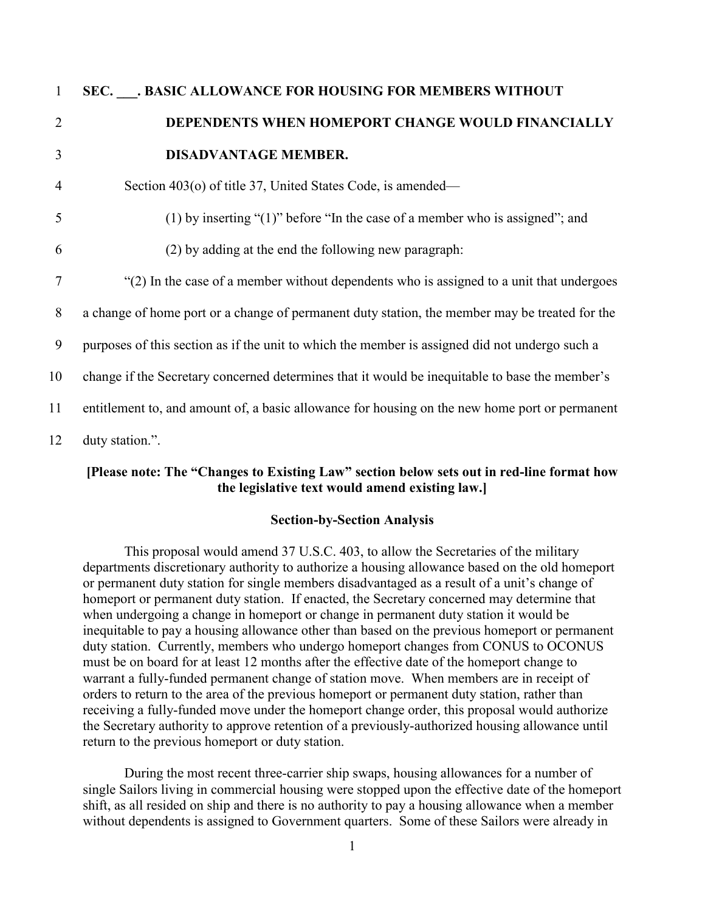**SEC. \_\_\_. BASIC ALLOWANCE FOR HOUSING FOR MEMBERS WITHOUT DEPENDENTS WHEN HOMEPORT CHANGE WOULD FINANCIALLY DISADVANTAGE MEMBER.**

Section 403(o) of title 37, United States Code, is amended—

(1) by inserting "(1)" before "In the case of a member who is assigned"; and

(2) by adding at the end the following new paragraph:

"(2) In the case of a member without dependents who is assigned to a unit that undergoes a change of home port or a change of permanent duty station, the member may be treated for the purposes of this section as if the unit to which the member is assigned did not undergo such a change if the Secretary concerned determines that it would be inequitable to base the member's entitlement to, and amount of, a basic allowance for housing on the new home port or permanent duty station.".

**[Please note: The "Changes to Existing Law" section below sets out in red-line format how the legislative text would amend existing law.]**

**Section-by-Section Analysis**

This proposal would amend 37 U.S.C. 403, to allow the Secretaries of the military departments discretionary authority to authorize a housing allowance based on the old homeport or permanent duty station for single members disadvantaged as a result of a unit's change of homeport or permanent duty station. If enacted, the Secretary concerned may determine that when undergoing a change in homeport or change in permanent duty station it would be inequitable to pay a housing allowance other than based on the previous homeport or permanent duty station. Currently, members who undergo homeport changes from CONUS to OCONUS must be on board for at least 12 months after the effective date of the homeport change to warrant a fully-funded permanent change of station move. When members are in receipt of orders to return to the area of the previous homeport or permanent duty station, rather than receiving a fully-funded move under the homeport change order, this proposal would authorize the Secretary authority to approve retention of a previously-authorized housing allowance until return to the previous homeport or duty station.

During the most recent three-carrier ship swaps, housing allowances for a number of single Sailors living in commercial housing were stopped upon the effective date of the homeport shift, as all resided on ship and there is no authority to pay a housing allowance when a member without dependents is assigned to Government quarters. Some of these Sailors were already in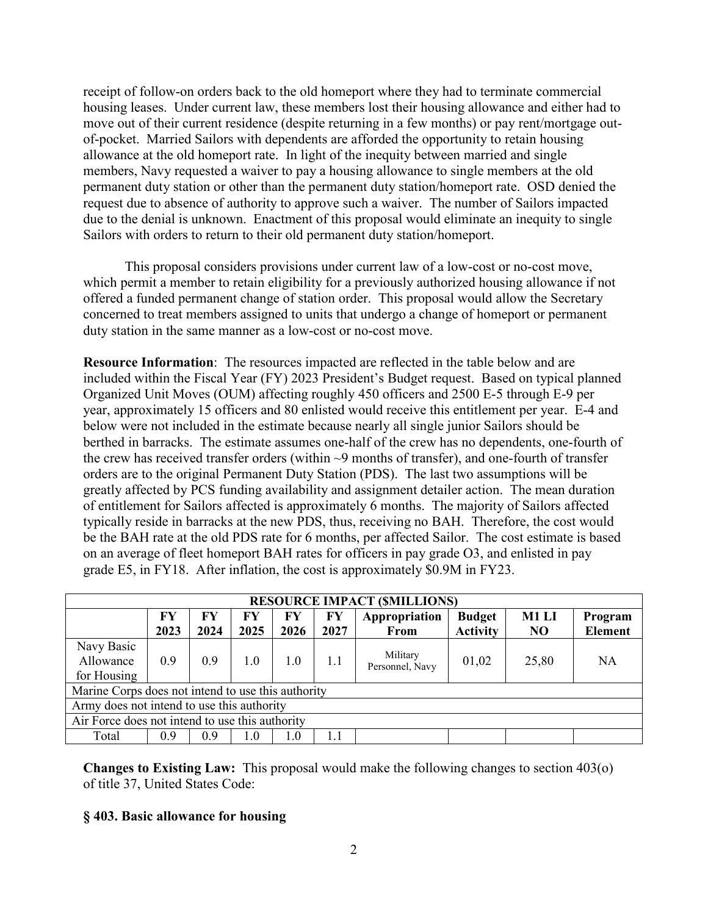receipt of follow-on orders back to the old homeport where they had to terminate commercial housing leases. Under current law, these members lost their housing allowance and either had to move out of their current residence (despite returning in a few months) or pay rent/mortgage out-of-pocket. Married Sailors with dependents are afforded the opportunity to retain housing allowance at the old homeport rate. In light of the inequity between married and single members, Navy requested a waiver to pay a housing allowance to single members at the old permanent duty station or other than the permanent duty station/homeport rate. OSD denied the request due to absence of authority to approve such a waiver. The number of Sailors impacted due to the denial is unknown. Enactment of this proposal would eliminate an inequity to single Sailors with orders to return to their old permanent duty station/homeport.

This proposal considers provisions under current law of a low-cost or no-cost move, which permit a member to retain eligibility for a previously authorized housing allowance if not offered a funded permanent change of station order. This proposal would allow the Secretary concerned to treat members assigned to units that undergo a change of homeport or permanent duty station in the same manner as a low-cost or no-cost move.

**Resource Information**: The resources impacted are reflected in the table below and are included within the Fiscal Year (FY) 2023 President's Budget request. Based on typical planned Organized Unit Moves (OUM) affecting roughly 450 officers and 2500 E-5 through E-9 per year, approximately 15 officers and 80 enlisted would receive this entitlement per year. E-4 and below were not included in the estimate because nearly all single junior Sailors should be berthed in barracks. The estimate assumes one-half of the crew has no dependents, one-fourth of the crew has received transfer orders (within ~9 months of transfer), and one-fourth of transfer orders are to the original Permanent Duty Station (PDS). The last two assumptions will be greatly affected by PCS funding availability and assignment detailer action. The mean duration of entitlement for Sailors affected is approximately 6 months. The majority of Sailors affected typically reside in barracks at the new PDS, thus, receiving no BAH. Therefore, the cost would be the BAH rate at the old PDS rate for 6 months, per affected Sailor. The cost estimate is based on an average of fleet homeport BAH rates for officers in pay grade O3, and enlisted in pay grade E5, in FY18. After inflation, the cost is approximately $0.9M in FY23.

| RESOURCE IMPACT ($MILLIONS) | | | | | | | | | |
|---|---|---|---|---|---|---|---|---|---|
| | FY 2023 | FY 2024 | FY 2025 | FY 2026 | FY 2027 | Appropriation From | Budget Activity | M1 LI NO | Program Element |
| Navy Basic Allowance for Housing | 0.9 | 0.9 | 1.0 | 1.0 | 1.1 | Military Personnel, Navy | 01,02 | 25,80 | NA |
| Marine Corps does not intend to use this authority | | | | | | | | | |
| Army does not intend to use this authority | | | | | | | | | |
| Air Force does not intend to use this authority | | | | | | | | | |
| Total | 0.9 | 0.9 | 1.0 | 1.0 | 1.1 | | | | |

**Changes to Existing Law:** This proposal would make the following changes to section 403(o) of title 37, United States Code:

**§ 403. Basic allowance for housing**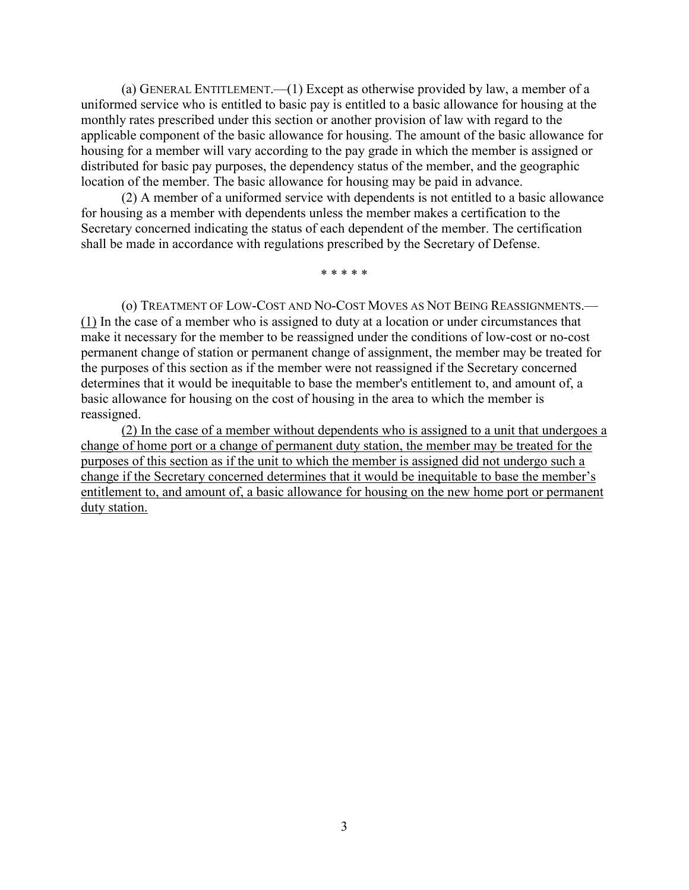(a) GENERAL ENTITLEMENT.—(1) Except as otherwise provided by law, a member of a uniformed service who is entitled to basic pay is entitled to a basic allowance for housing at the monthly rates prescribed under this section or another provision of law with regard to the applicable component of the basic allowance for housing. The amount of the basic allowance for housing for a member will vary according to the pay grade in which the member is assigned or distributed for basic pay purposes, the dependency status of the member, and the geographic location of the member. The basic allowance for housing may be paid in advance.

(2) A member of a uniformed service with dependents is not entitled to a basic allowance for housing as a member with dependents unless the member makes a certification to the Secretary concerned indicating the status of each dependent of the member. The certification shall be made in accordance with regulations prescribed by the Secretary of Defense.

\* \* \* \* \*

(o) TREATMENT OF LOW-COST AND NO-COST MOVES AS NOT BEING REASSIGNMENTS.—<u>(1)</u> In the case of a member who is assigned to duty at a location or under circumstances that make it necessary for the member to be reassigned under the conditions of low-cost or no-cost permanent change of station or permanent change of assignment, the member may be treated for the purposes of this section as if the member were not reassigned if the Secretary concerned determines that it would be inequitable to base the member's entitlement to, and amount of, a basic allowance for housing on the cost of housing in the area to which the member is reassigned.

<u>(2) In the case of a member without dependents who is assigned to a unit that undergoes a change of home port or a change of permanent duty station, the member may be treated for the purposes of this section as if the unit to which the member is assigned did not undergo such a change if the Secretary concerned determines that it would be inequitable to base the member's entitlement to, and amount of, a basic allowance for housing on the new home port or permanent duty station.</u>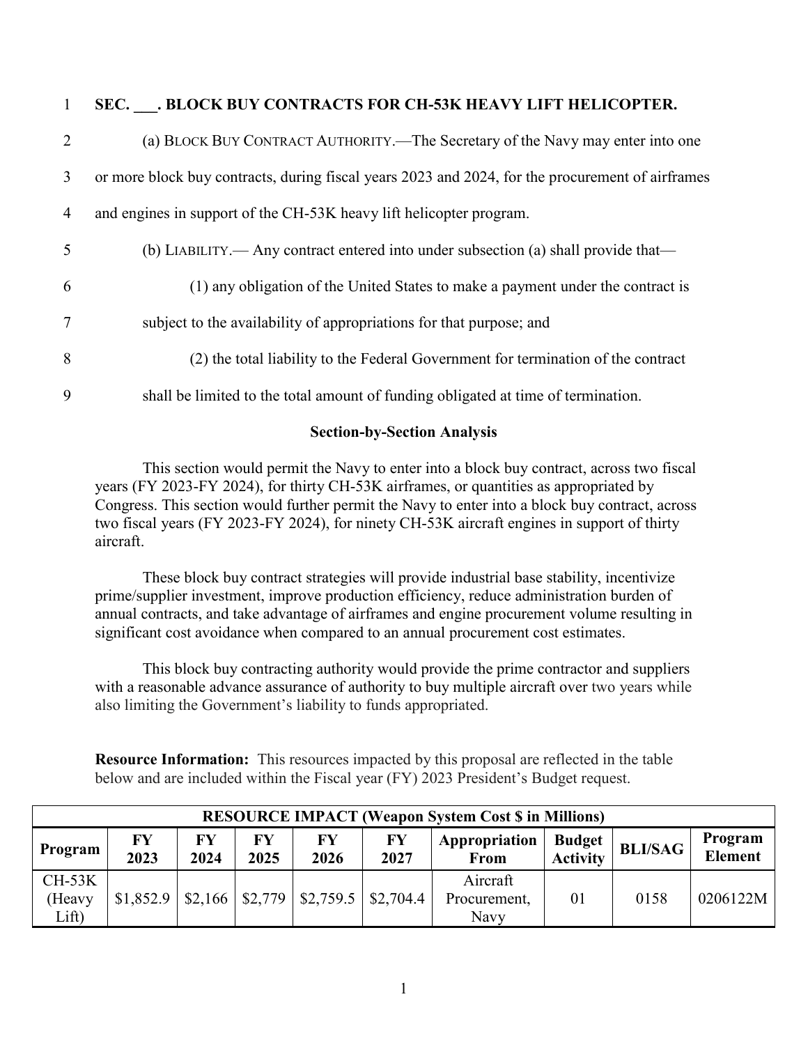**SEC. ___. BLOCK BUY CONTRACTS FOR CH-53K HEAVY LIFT HELICOPTER.**

(a) BLOCK BUY CONTRACT AUTHORITY.—The Secretary of the Navy may enter into one or more block buy contracts, during fiscal years 2023 and 2024, for the procurement of airframes and engines in support of the CH-53K heavy lift helicopter program.

(b) LIABILITY.— Any contract entered into under subsection (a) shall provide that—

(1) any obligation of the United States to make a payment under the contract is subject to the availability of appropriations for that purpose; and

(2) the total liability to the Federal Government for termination of the contract shall be limited to the total amount of funding obligated at time of termination.

**Section-by-Section Analysis**

This section would permit the Navy to enter into a block buy contract, across two fiscal years (FY 2023-FY 2024), for thirty CH-53K airframes, or quantities as appropriated by Congress. This section would further permit the Navy to enter into a block buy contract, across two fiscal years (FY 2023-FY 2024), for ninety CH-53K aircraft engines in support of thirty aircraft.

These block buy contract strategies will provide industrial base stability, incentivize prime/supplier investment, improve production efficiency, reduce administration burden of annual contracts, and take advantage of airframes and engine procurement volume resulting in significant cost avoidance when compared to an annual procurement cost estimates.

This block buy contracting authority would provide the prime contractor and suppliers with a reasonable advance assurance of authority to buy multiple aircraft over two years while also limiting the Government's liability to funds appropriated.

**Resource Information:** This resources impacted by this proposal are reflected in the table below and are included within the Fiscal year (FY) 2023 President's Budget request.

| RESOURCE IMPACT (Weapon System Cost $ in Millions) | | | | | | | | | |
|---|---|---|---|---|---|---|---|---|---|
| Program | FY 2023 | FY 2024 | FY 2025 | FY 2026 | FY 2027 | Appropriation From | Budget Activity | BLI/SAG | Program Element |
| CH-53K (Heavy Lift) | $1,852.9 | $2,166 | $2,779 | $2,759.5 | $2,704.4 | Aircraft Procurement, Navy | 01 | 0158 | 0206122M |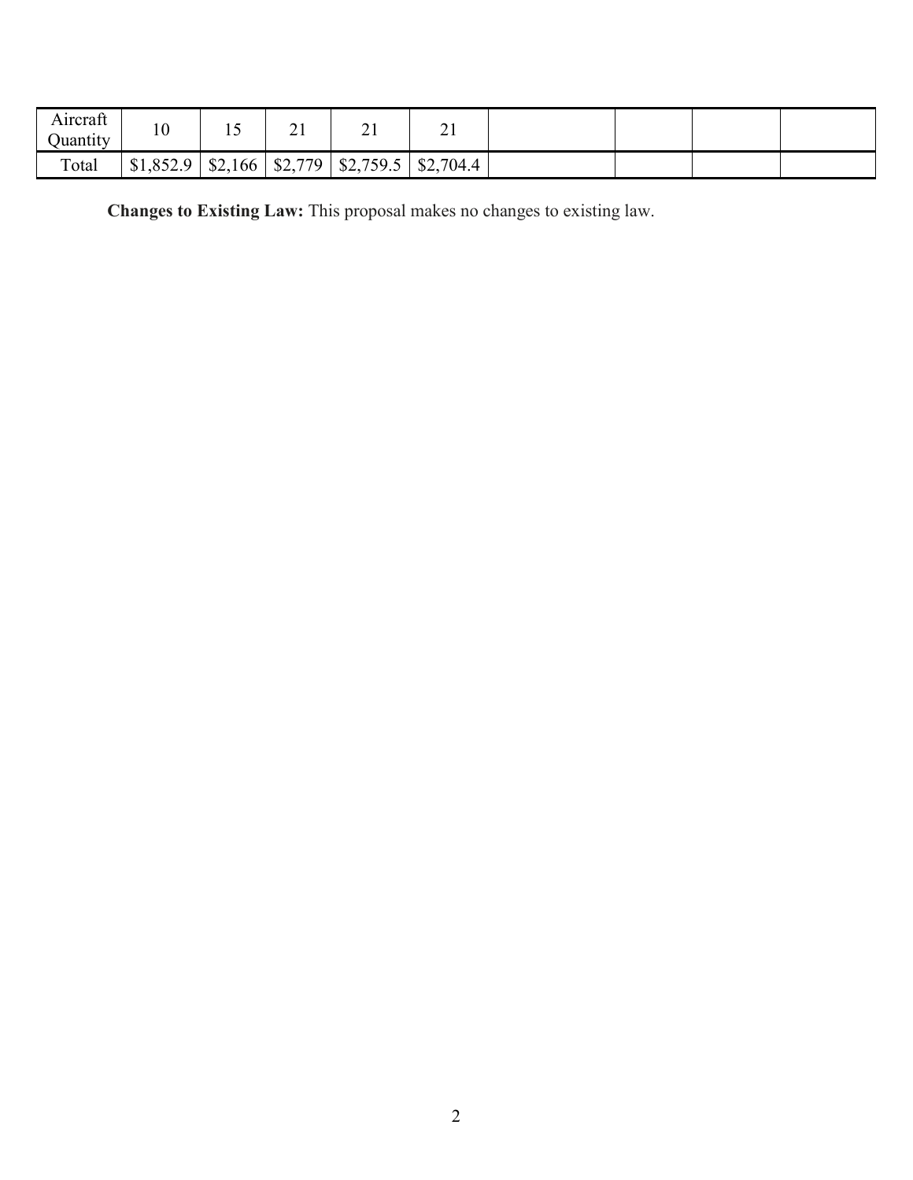| Aircraft Quantity | 10 | 15 | 21 | 21 | 21 | | | | |
|---|---|---|---|---|---|---|---|---|---|
| Total | $1,852.9 | $2,166 | $2,779 | $2,759.5 | $2,704.4 | | | | |

**Changes to Existing Law:** This proposal makes no changes to existing law.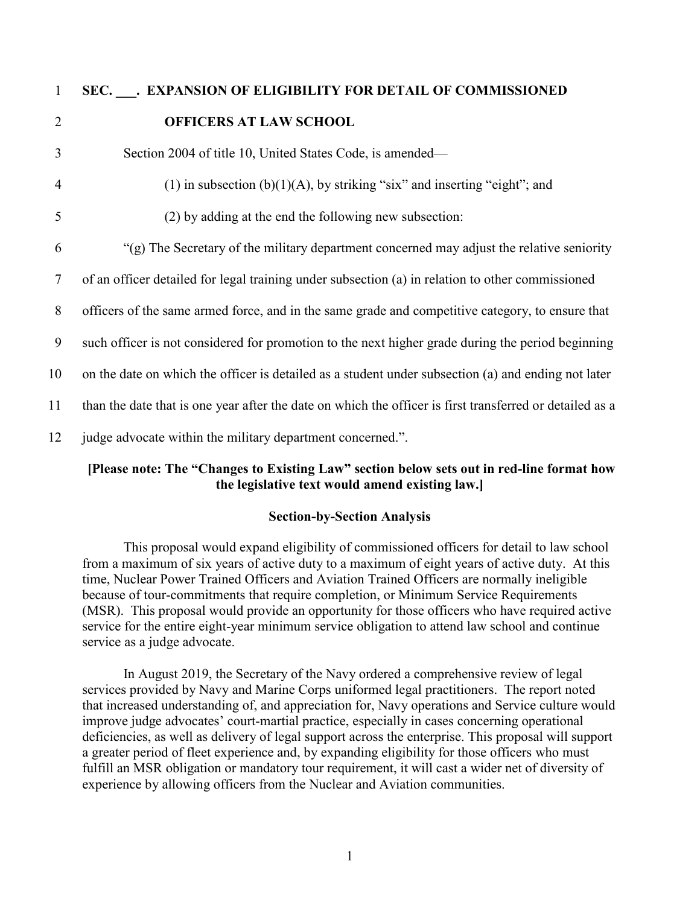**SEC. ___. EXPANSION OF ELIGIBILITY FOR DETAIL OF COMMISSIONED OFFICERS AT LAW SCHOOL**

Section 2004 of title 10, United States Code, is amended—

(1) in subsection (b)(1)(A), by striking "six" and inserting "eight"; and

(2) by adding at the end the following new subsection:

"(g) The Secretary of the military department concerned may adjust the relative seniority of an officer detailed for legal training under subsection (a) in relation to other commissioned officers of the same armed force, and in the same grade and competitive category, to ensure that such officer is not considered for promotion to the next higher grade during the period beginning on the date on which the officer is detailed as a student under subsection (a) and ending not later than the date that is one year after the date on which the officer is first transferred or detailed as a judge advocate within the military department concerned.".

**[Please note: The "Changes to Existing Law" section below sets out in red-line format how the legislative text would amend existing law.]**

**Section-by-Section Analysis**

This proposal would expand eligibility of commissioned officers for detail to law school from a maximum of six years of active duty to a maximum of eight years of active duty. At this time, Nuclear Power Trained Officers and Aviation Trained Officers are normally ineligible because of tour-commitments that require completion, or Minimum Service Requirements (MSR). This proposal would provide an opportunity for those officers who have required active service for the entire eight-year minimum service obligation to attend law school and continue service as a judge advocate.

In August 2019, the Secretary of the Navy ordered a comprehensive review of legal services provided by Navy and Marine Corps uniformed legal practitioners. The report noted that increased understanding of, and appreciation for, Navy operations and Service culture would improve judge advocates' court-martial practice, especially in cases concerning operational deficiencies, as well as delivery of legal support across the enterprise. This proposal will support a greater period of fleet experience and, by expanding eligibility for those officers who must fulfill an MSR obligation or mandatory tour requirement, it will cast a wider net of diversity of experience by allowing officers from the Nuclear and Aviation communities.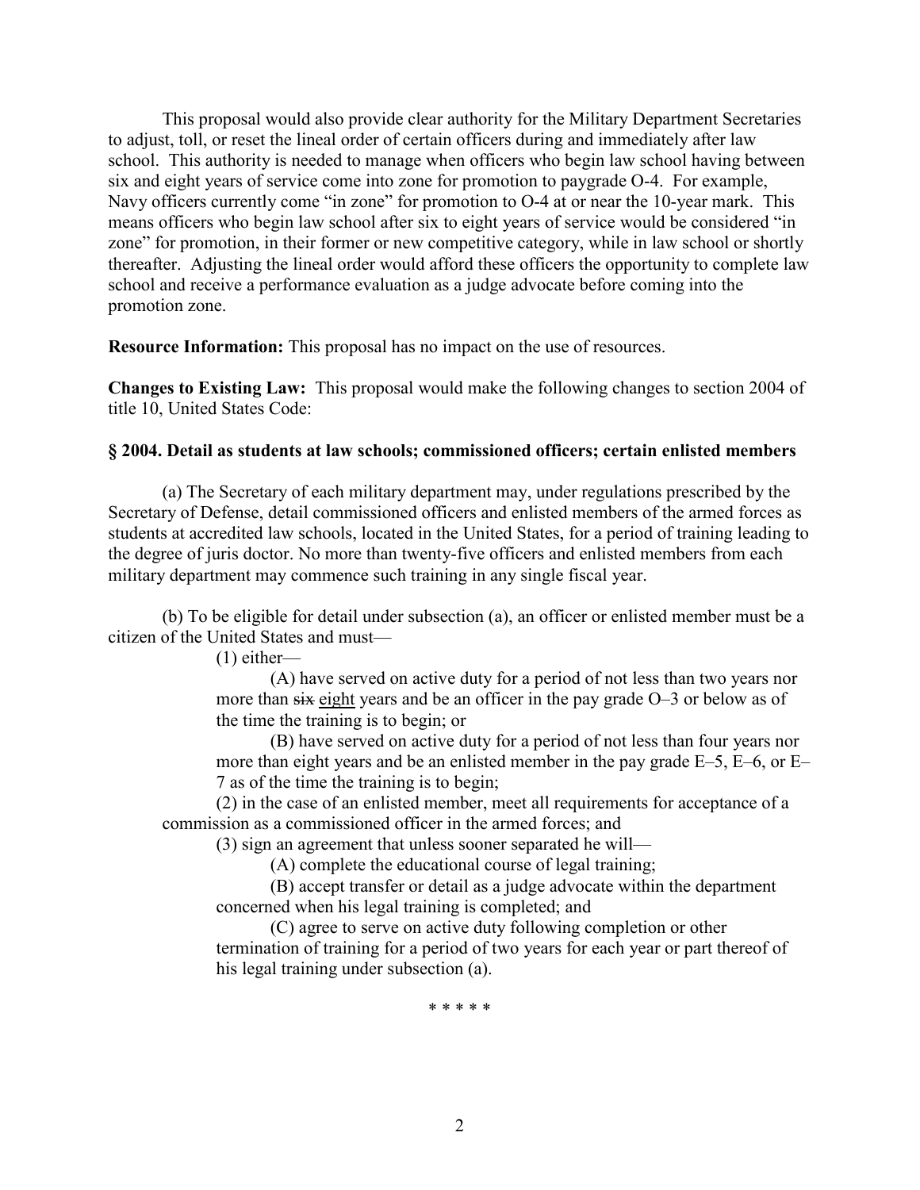This proposal would also provide clear authority for the Military Department Secretaries to adjust, toll, or reset the lineal order of certain officers during and immediately after law school. This authority is needed to manage when officers who begin law school having between six and eight years of service come into zone for promotion to paygrade O-4. For example, Navy officers currently come "in zone" for promotion to O-4 at or near the 10-year mark. This means officers who begin law school after six to eight years of service would be considered "in zone" for promotion, in their former or new competitive category, while in law school or shortly thereafter. Adjusting the lineal order would afford these officers the opportunity to complete law school and receive a performance evaluation as a judge advocate before coming into the promotion zone.

**Resource Information:** This proposal has no impact on the use of resources.

**Changes to Existing Law:** This proposal would make the following changes to section 2004 of title 10, United States Code:

**§ 2004. Detail as students at law schools; commissioned officers; certain enlisted members**

(a) The Secretary of each military department may, under regulations prescribed by the Secretary of Defense, detail commissioned officers and enlisted members of the armed forces as students at accredited law schools, located in the United States, for a period of training leading to the degree of juris doctor. No more than twenty-five officers and enlisted members from each military department may commence such training in any single fiscal year.

(b) To be eligible for detail under subsection (a), an officer or enlisted member must be a citizen of the United States and must—

(1) either—

(A) have served on active duty for a period of not less than two years nor more than ~~six~~ <u>eight</u> years and be an officer in the pay grade O–3 or below as of the time the training is to begin; or

(B) have served on active duty for a period of not less than four years nor more than eight years and be an enlisted member in the pay grade E–5, E–6, or E–7 as of the time the training is to begin;

(2) in the case of an enlisted member, meet all requirements for acceptance of a commission as a commissioned officer in the armed forces; and

(3) sign an agreement that unless sooner separated he will—

(A) complete the educational course of legal training;

(B) accept transfer or detail as a judge advocate within the department concerned when his legal training is completed; and

(C) agree to serve on active duty following completion or other termination of training for a period of two years for each year or part thereof of his legal training under subsection (a).

\* \* \* \* \*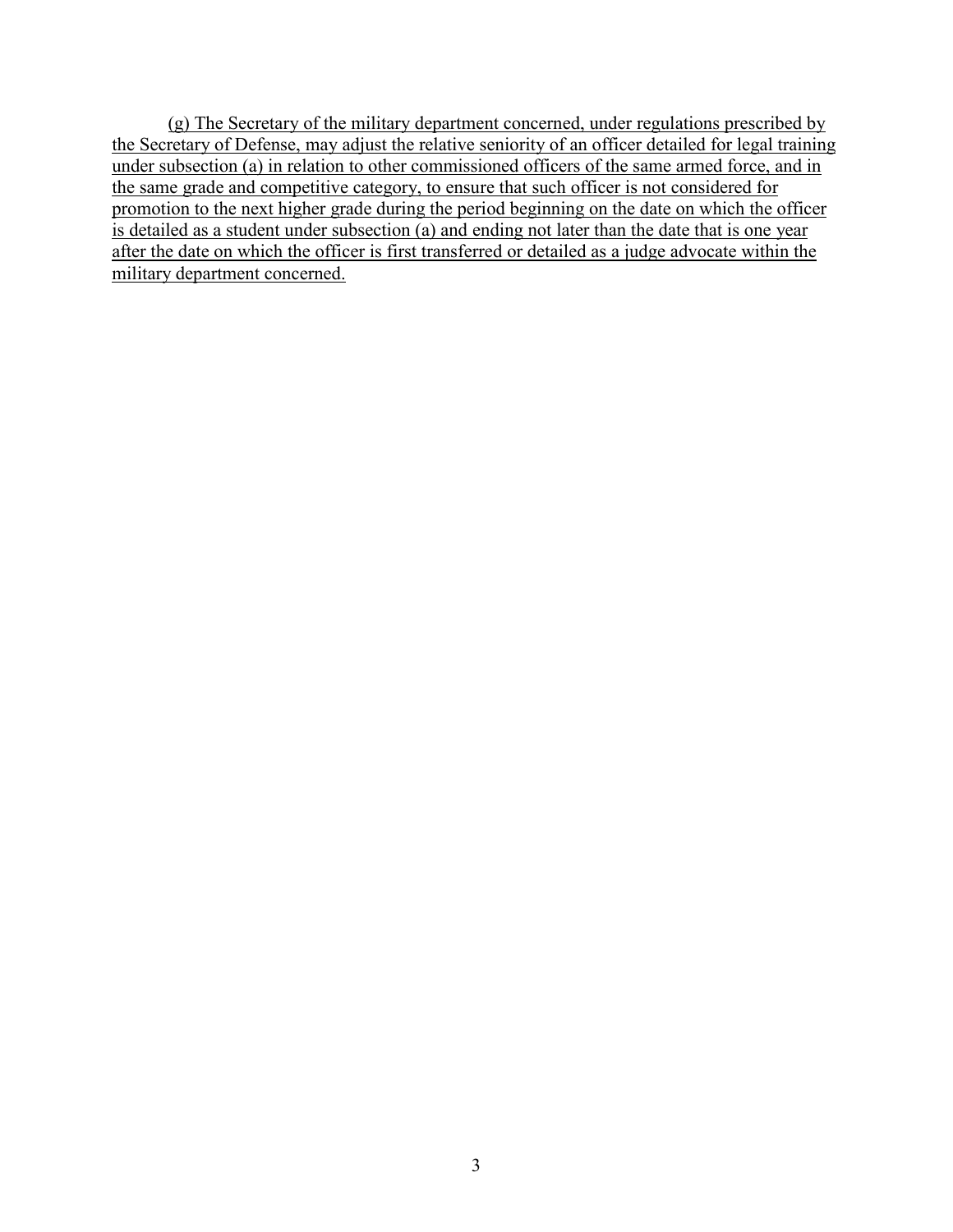(g) The Secretary of the military department concerned, under regulations prescribed by the Secretary of Defense, may adjust the relative seniority of an officer detailed for legal training under subsection (a) in relation to other commissioned officers of the same armed force, and in the same grade and competitive category, to ensure that such officer is not considered for promotion to the next higher grade during the period beginning on the date on which the officer is detailed as a student under subsection (a) and ending not later than the date that is one year after the date on which the officer is first transferred or detailed as a judge advocate within the military department concerned.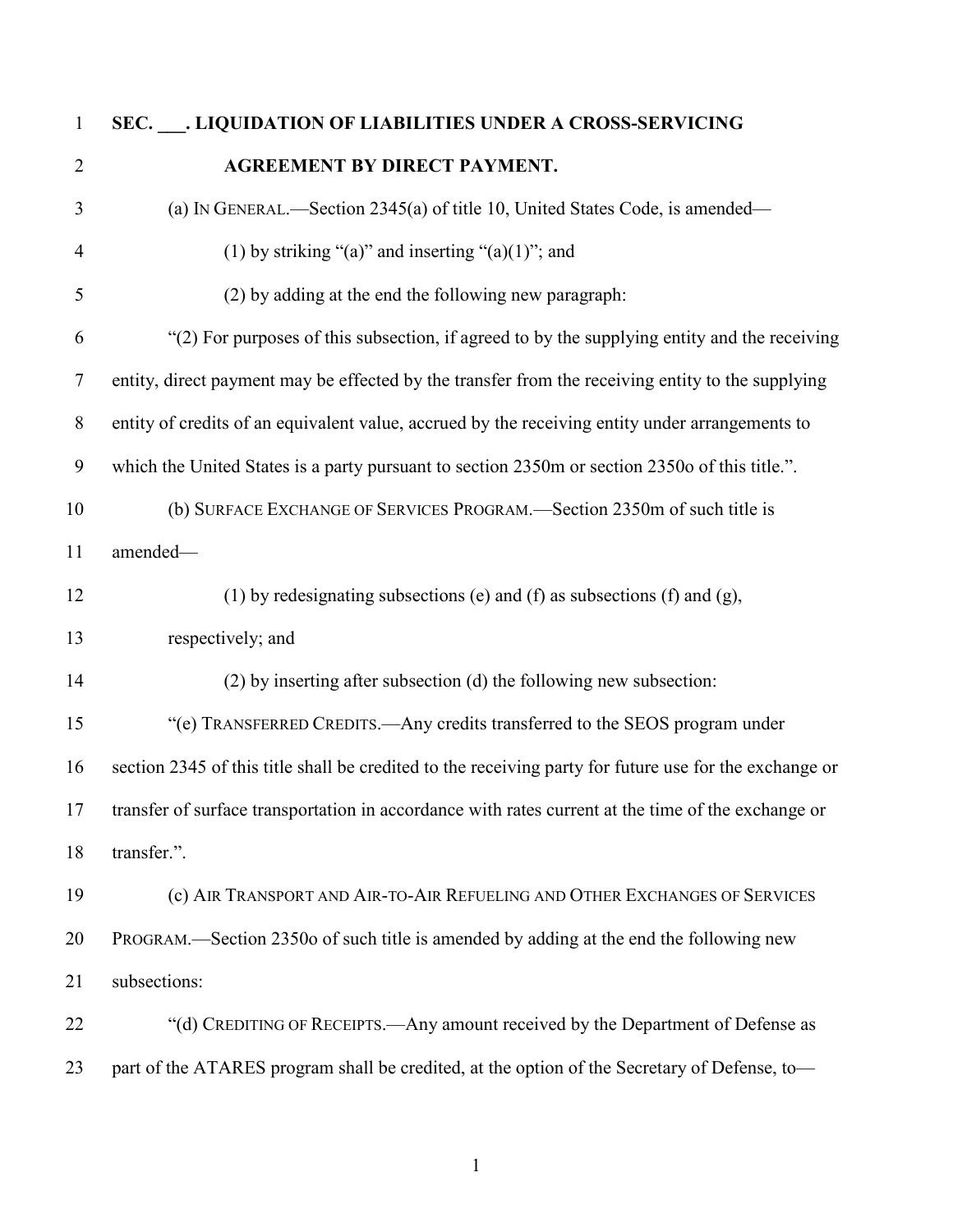**SEC. \_\_\_. LIQUIDATION OF LIABILITIES UNDER A CROSS-SERVICING AGREEMENT BY DIRECT PAYMENT.**

(a) IN GENERAL.—Section 2345(a) of title 10, United States Code, is amended—

(1) by striking "(a)" and inserting "(a)(1)"; and

(2) by adding at the end the following new paragraph:

"(2) For purposes of this subsection, if agreed to by the supplying entity and the receiving entity, direct payment may be effected by the transfer from the receiving entity to the supplying entity of credits of an equivalent value, accrued by the receiving entity under arrangements to which the United States is a party pursuant to section 2350m or section 2350o of this title.".

(b) SURFACE EXCHANGE OF SERVICES PROGRAM.—Section 2350m of such title is amended—

(1) by redesignating subsections (e) and (f) as subsections (f) and (g), respectively; and

(2) by inserting after subsection (d) the following new subsection:

"(e) TRANSFERRED CREDITS.—Any credits transferred to the SEOS program under section 2345 of this title shall be credited to the receiving party for future use for the exchange or transfer of surface transportation in accordance with rates current at the time of the exchange or transfer.".

(c) AIR TRANSPORT AND AIR-TO-AIR REFUELING AND OTHER EXCHANGES OF SERVICES PROGRAM.—Section 2350o of such title is amended by adding at the end the following new subsections:

"(d) CREDITING OF RECEIPTS.—Any amount received by the Department of Defense as part of the ATARES program shall be credited, at the option of the Secretary of Defense, to—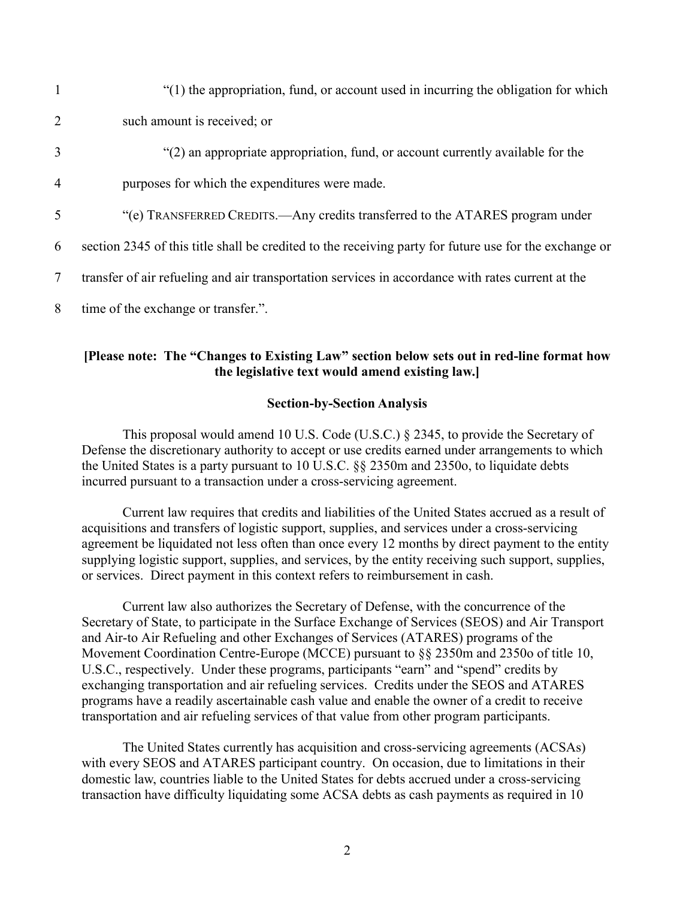"(1) the appropriation, fund, or account used in incurring the obligation for which such amount is received; or

"(2) an appropriate appropriation, fund, or account currently available for the purposes for which the expenditures were made.

"(e) TRANSFERRED CREDITS.—Any credits transferred to the ATARES program under section 2345 of this title shall be credited to the receiving party for future use for the exchange or transfer of air refueling and air transportation services in accordance with rates current at the time of the exchange or transfer.".

**[Please note: The "Changes to Existing Law" section below sets out in red-line format how the legislative text would amend existing law.]**

**Section-by-Section Analysis**

This proposal would amend 10 U.S. Code (U.S.C.) § 2345, to provide the Secretary of Defense the discretionary authority to accept or use credits earned under arrangements to which the United States is a party pursuant to 10 U.S.C. §§ 2350m and 2350o, to liquidate debts incurred pursuant to a transaction under a cross-servicing agreement.

Current law requires that credits and liabilities of the United States accrued as a result of acquisitions and transfers of logistic support, supplies, and services under a cross-servicing agreement be liquidated not less often than once every 12 months by direct payment to the entity supplying logistic support, supplies, and services, by the entity receiving such support, supplies, or services. Direct payment in this context refers to reimbursement in cash.

Current law also authorizes the Secretary of Defense, with the concurrence of the Secretary of State, to participate in the Surface Exchange of Services (SEOS) and Air Transport and Air-to Air Refueling and other Exchanges of Services (ATARES) programs of the Movement Coordination Centre-Europe (MCCE) pursuant to §§ 2350m and 2350o of title 10, U.S.C., respectively. Under these programs, participants "earn" and "spend" credits by exchanging transportation and air refueling services. Credits under the SEOS and ATARES programs have a readily ascertainable cash value and enable the owner of a credit to receive transportation and air refueling services of that value from other program participants.

The United States currently has acquisition and cross-servicing agreements (ACSAs) with every SEOS and ATARES participant country. On occasion, due to limitations in their domestic law, countries liable to the United States for debts accrued under a cross-servicing transaction have difficulty liquidating some ACSA debts as cash payments as required in 10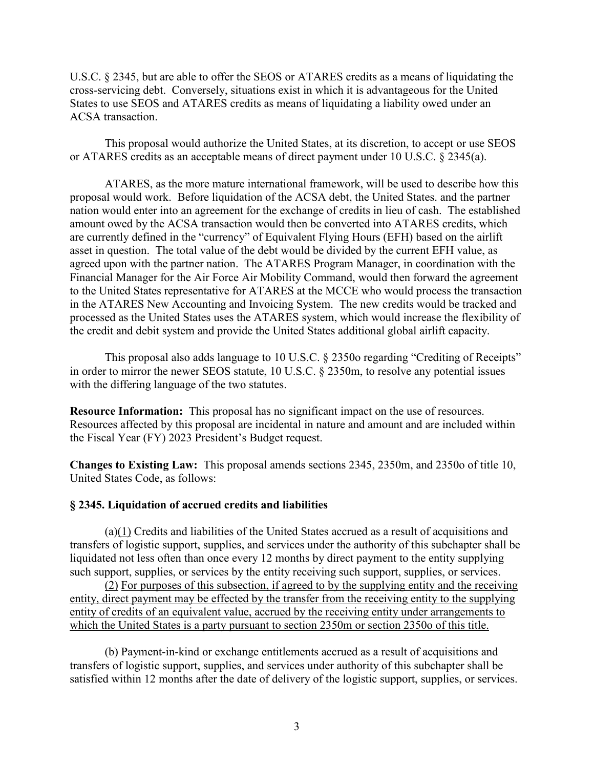U.S.C. § 2345, but are able to offer the SEOS or ATARES credits as a means of liquidating the cross-servicing debt. Conversely, situations exist in which it is advantageous for the United States to use SEOS and ATARES credits as means of liquidating a liability owed under an ACSA transaction.

This proposal would authorize the United States, at its discretion, to accept or use SEOS or ATARES credits as an acceptable means of direct payment under 10 U.S.C. § 2345(a).

ATARES, as the more mature international framework, will be used to describe how this proposal would work. Before liquidation of the ACSA debt, the United States. and the partner nation would enter into an agreement for the exchange of credits in lieu of cash. The established amount owed by the ACSA transaction would then be converted into ATARES credits, which are currently defined in the "currency" of Equivalent Flying Hours (EFH) based on the airlift asset in question. The total value of the debt would be divided by the current EFH value, as agreed upon with the partner nation. The ATARES Program Manager, in coordination with the Financial Manager for the Air Force Air Mobility Command, would then forward the agreement to the United States representative for ATARES at the MCCE who would process the transaction in the ATARES New Accounting and Invoicing System. The new credits would be tracked and processed as the United States uses the ATARES system, which would increase the flexibility of the credit and debit system and provide the United States additional global airlift capacity.

This proposal also adds language to 10 U.S.C. § 2350o regarding "Crediting of Receipts" in order to mirror the newer SEOS statute, 10 U.S.C. § 2350m, to resolve any potential issues with the differing language of the two statutes.

**Resource Information:** This proposal has no significant impact on the use of resources. Resources affected by this proposal are incidental in nature and amount and are included within the Fiscal Year (FY) 2023 President's Budget request.

**Changes to Existing Law:** This proposal amends sections 2345, 2350m, and 2350o of title 10, United States Code, as follows:

**§ 2345. Liquidation of accrued credits and liabilities**

(a)<u>(1)</u> Credits and liabilities of the United States accrued as a result of acquisitions and transfers of logistic support, supplies, and services under the authority of this subchapter shall be liquidated not less often than once every 12 months by direct payment to the entity supplying such support, supplies, or services by the entity receiving such support, supplies, or services.

<u>(2) For purposes of this subsection, if agreed to by the supplying entity and the receiving entity, direct payment may be effected by the transfer from the receiving entity to the supplying entity of credits of an equivalent value, accrued by the receiving entity under arrangements to which the United States is a party pursuant to section 2350m or section 2350o of this title.</u>

(b) Payment-in-kind or exchange entitlements accrued as a result of acquisitions and transfers of logistic support, supplies, and services under authority of this subchapter shall be satisfied within 12 months after the date of delivery of the logistic support, supplies, or services.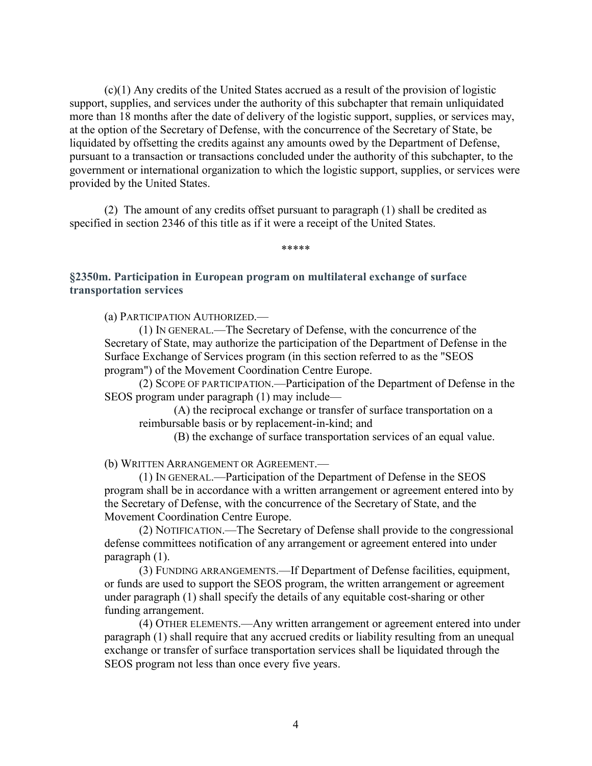(c)(1) Any credits of the United States accrued as a result of the provision of logistic support, supplies, and services under the authority of this subchapter that remain unliquidated more than 18 months after the date of delivery of the logistic support, supplies, or services may, at the option of the Secretary of Defense, with the concurrence of the Secretary of State, be liquidated by offsetting the credits against any amounts owed by the Department of Defense, pursuant to a transaction or transactions concluded under the authority of this subchapter, to the government or international organization to which the logistic support, supplies, or services were provided by the United States.

(2) The amount of any credits offset pursuant to paragraph (1) shall be credited as specified in section 2346 of this title as if it were a receipt of the United States.

\*\*\*\*\*

### §2350m. Participation in European program on multilateral exchange of surface transportation services

(a) PARTICIPATION AUTHORIZED.—

(1) IN GENERAL.—The Secretary of Defense, with the concurrence of the Secretary of State, may authorize the participation of the Department of Defense in the Surface Exchange of Services program (in this section referred to as the "SEOS program") of the Movement Coordination Centre Europe.

(2) SCOPE OF PARTICIPATION.—Participation of the Department of Defense in the SEOS program under paragraph (1) may include—

(A) the reciprocal exchange or transfer of surface transportation on a reimbursable basis or by replacement-in-kind; and

(B) the exchange of surface transportation services of an equal value.

(b) WRITTEN ARRANGEMENT OR AGREEMENT.—

(1) IN GENERAL.—Participation of the Department of Defense in the SEOS program shall be in accordance with a written arrangement or agreement entered into by the Secretary of Defense, with the concurrence of the Secretary of State, and the Movement Coordination Centre Europe.

(2) NOTIFICATION.—The Secretary of Defense shall provide to the congressional defense committees notification of any arrangement or agreement entered into under paragraph (1).

(3) FUNDING ARRANGEMENTS.—If Department of Defense facilities, equipment, or funds are used to support the SEOS program, the written arrangement or agreement under paragraph (1) shall specify the details of any equitable cost-sharing or other funding arrangement.

(4) OTHER ELEMENTS.—Any written arrangement or agreement entered into under paragraph (1) shall require that any accrued credits or liability resulting from an unequal exchange or transfer of surface transportation services shall be liquidated through the SEOS program not less than once every five years.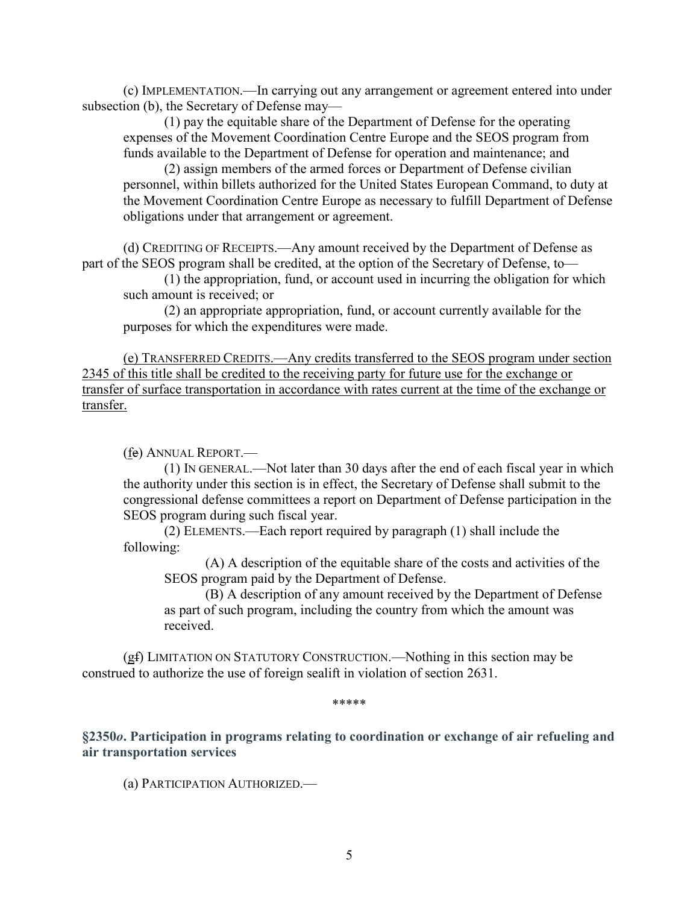(c) IMPLEMENTATION.—In carrying out any arrangement or agreement entered into under subsection (b), the Secretary of Defense may—

(1) pay the equitable share of the Department of Defense for the operating expenses of the Movement Coordination Centre Europe and the SEOS program from funds available to the Department of Defense for operation and maintenance; and

(2) assign members of the armed forces or Department of Defense civilian personnel, within billets authorized for the United States European Command, to duty at the Movement Coordination Centre Europe as necessary to fulfill Department of Defense obligations under that arrangement or agreement.

(d) CREDITING OF RECEIPTS.—Any amount received by the Department of Defense as part of the SEOS program shall be credited, at the option of the Secretary of Defense, to—

(1) the appropriation, fund, or account used in incurring the obligation for which such amount is received; or

(2) an appropriate appropriation, fund, or account currently available for the purposes for which the expenditures were made.

<u>(e) TRANSFERRED CREDITS.—Any credits transferred to the SEOS program under section 2345 of this title shall be credited to the receiving party for future use for the exchange or transfer of surface transportation in accordance with rates current at the time of the exchange or transfer.</u>

(<u>f</u>~~e~~) ANNUAL REPORT.—

(1) IN GENERAL.—Not later than 30 days after the end of each fiscal year in which the authority under this section is in effect, the Secretary of Defense shall submit to the congressional defense committees a report on Department of Defense participation in the SEOS program during such fiscal year.

(2) ELEMENTS.—Each report required by paragraph (1) shall include the following:

(A) A description of the equitable share of the costs and activities of the SEOS program paid by the Department of Defense.

(B) A description of any amount received by the Department of Defense as part of such program, including the country from which the amount was received.

(<u>g</u>~~f~~) LIMITATION ON STATUTORY CONSTRUCTION.—Nothing in this section may be construed to authorize the use of foreign sealift in violation of section 2631.

\*\*\*\*\*

**§2350*o*. Participation in programs relating to coordination or exchange of air refueling and air transportation services**

(a) PARTICIPATION AUTHORIZED.—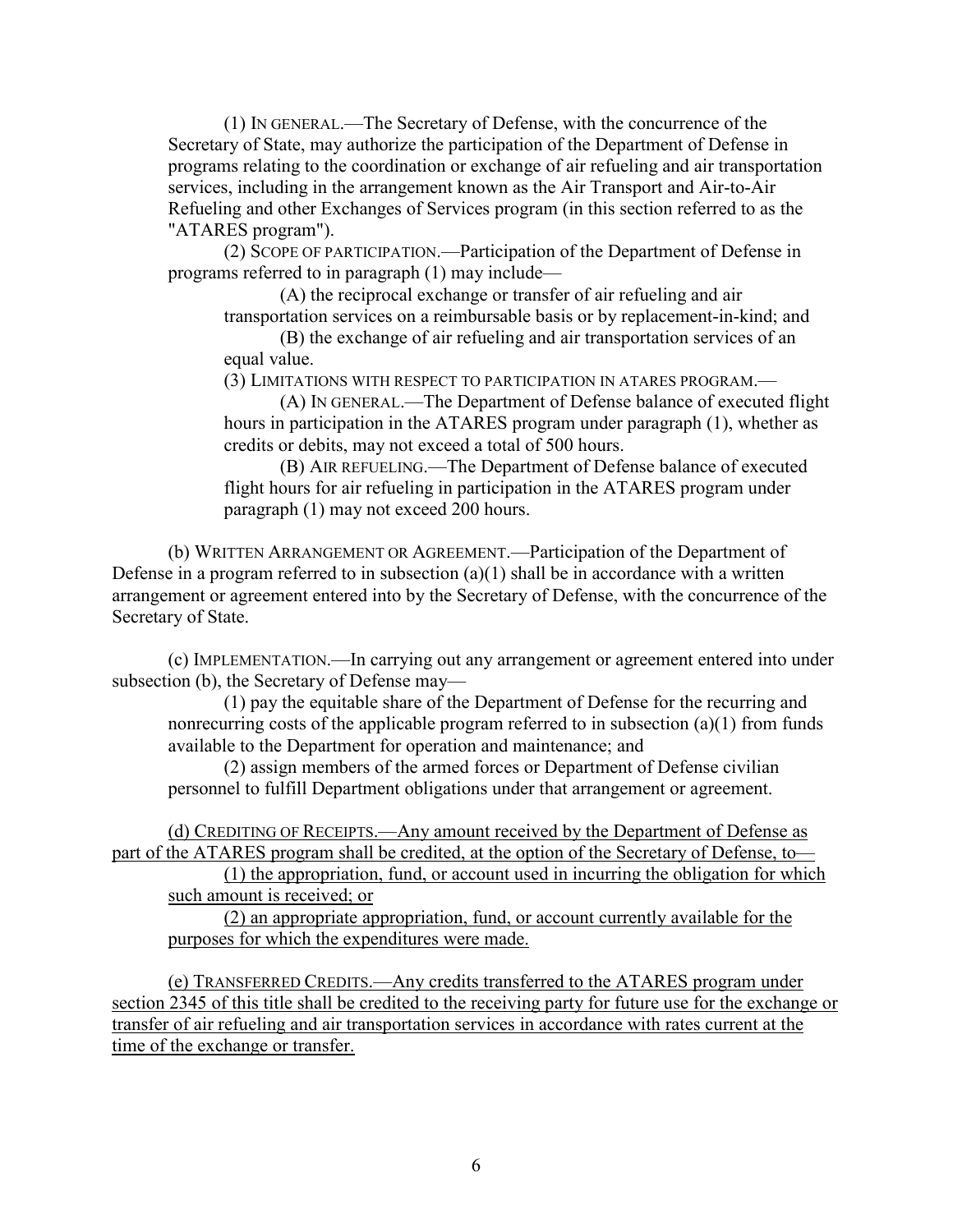(1) IN GENERAL.—The Secretary of Defense, with the concurrence of the Secretary of State, may authorize the participation of the Department of Defense in programs relating to the coordination or exchange of air refueling and air transportation services, including in the arrangement known as the Air Transport and Air-to-Air Refueling and other Exchanges of Services program (in this section referred to as the "ATARES program").

(2) SCOPE OF PARTICIPATION.—Participation of the Department of Defense in programs referred to in paragraph (1) may include—

(A) the reciprocal exchange or transfer of air refueling and air transportation services on a reimbursable basis or by replacement-in-kind; and

(B) the exchange of air refueling and air transportation services of an equal value.

(3) LIMITATIONS WITH RESPECT TO PARTICIPATION IN ATARES PROGRAM.—

(A) IN GENERAL.—The Department of Defense balance of executed flight hours in participation in the ATARES program under paragraph (1), whether as credits or debits, may not exceed a total of 500 hours.

(B) AIR REFUELING.—The Department of Defense balance of executed flight hours for air refueling in participation in the ATARES program under paragraph (1) may not exceed 200 hours.

(b) WRITTEN ARRANGEMENT OR AGREEMENT.—Participation of the Department of Defense in a program referred to in subsection (a)(1) shall be in accordance with a written arrangement or agreement entered into by the Secretary of Defense, with the concurrence of the Secretary of State.

(c) IMPLEMENTATION.—In carrying out any arrangement or agreement entered into under subsection (b), the Secretary of Defense may—

(1) pay the equitable share of the Department of Defense for the recurring and nonrecurring costs of the applicable program referred to in subsection (a)(1) from funds available to the Department for operation and maintenance; and

(2) assign members of the armed forces or Department of Defense civilian personnel to fulfill Department obligations under that arrangement or agreement.

<u>(d) CREDITING OF RECEIPTS.—Any amount received by the Department of Defense as part of the ATARES program shall be credited, at the option of the Secretary of Defense, to—</u>

<u>(1) the appropriation, fund, or account used in incurring the obligation for which such amount is received; or</u>

<u>(2) an appropriate appropriation, fund, or account currently available for the purposes for which the expenditures were made.</u>

<u>(e) TRANSFERRED CREDITS.—Any credits transferred to the ATARES program under section 2345 of this title shall be credited to the receiving party for future use for the exchange or transfer of air refueling and air transportation services in accordance with rates current at the time of the exchange or transfer.</u>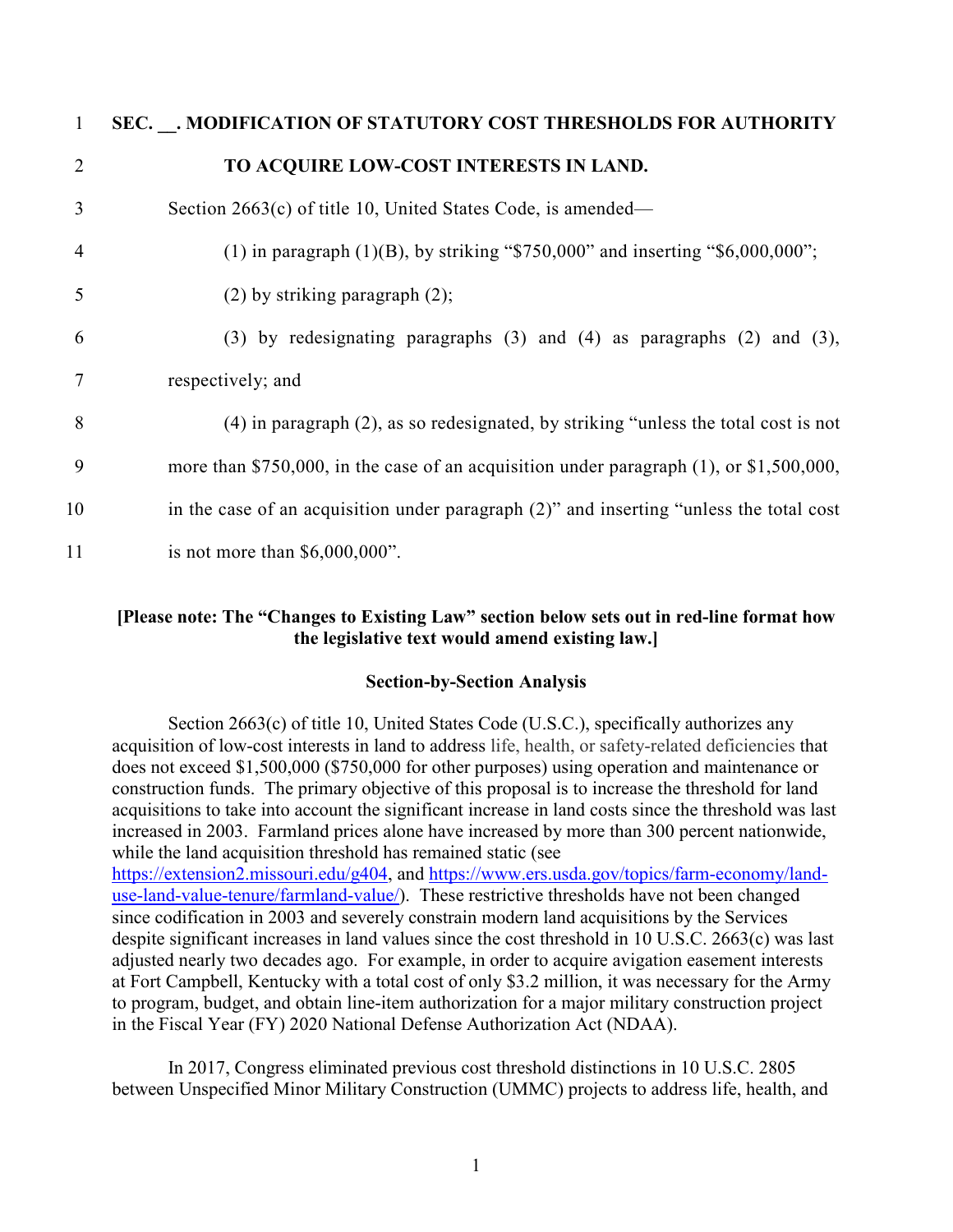**SEC. __. MODIFICATION OF STATUTORY COST THRESHOLDS FOR AUTHORITY TO ACQUIRE LOW-COST INTERESTS IN LAND.**

Section 2663(c) of title 10, United States Code, is amended—

(1) in paragraph (1)(B), by striking "$750,000" and inserting "$6,000,000";

(2) by striking paragraph (2);

(3) by redesignating paragraphs (3) and (4) as paragraphs (2) and (3), respectively; and

(4) in paragraph (2), as so redesignated, by striking "unless the total cost is not more than $750,000, in the case of an acquisition under paragraph (1), or $1,500,000, in the case of an acquisition under paragraph (2)" and inserting "unless the total cost is not more than $6,000,000".

**[Please note: The "Changes to Existing Law" section below sets out in red-line format how the legislative text would amend existing law.]**

**Section-by-Section Analysis**

Section 2663(c) of title 10, United States Code (U.S.C.), specifically authorizes any acquisition of low-cost interests in land to address life, health, or safety-related deficiencies that does not exceed $1,500,000 ($750,000 for other purposes) using operation and maintenance or construction funds. The primary objective of this proposal is to increase the threshold for land acquisitions to take into account the significant increase in land costs since the threshold was last increased in 2003. Farmland prices alone have increased by more than 300 percent nationwide, while the land acquisition threshold has remained static (see https://extension2.missouri.edu/g404, and https://www.ers.usda.gov/topics/farm-economy/land-use-land-value-tenure/farmland-value/). These restrictive thresholds have not been changed since codification in 2003 and severely constrain modern land acquisitions by the Services despite significant increases in land values since the cost threshold in 10 U.S.C. 2663(c) was last adjusted nearly two decades ago. For example, in order to acquire avigation easement interests at Fort Campbell, Kentucky with a total cost of only $3.2 million, it was necessary for the Army to program, budget, and obtain line-item authorization for a major military construction project in the Fiscal Year (FY) 2020 National Defense Authorization Act (NDAA).

In 2017, Congress eliminated previous cost threshold distinctions in 10 U.S.C. 2805 between Unspecified Minor Military Construction (UMMC) projects to address life, health, and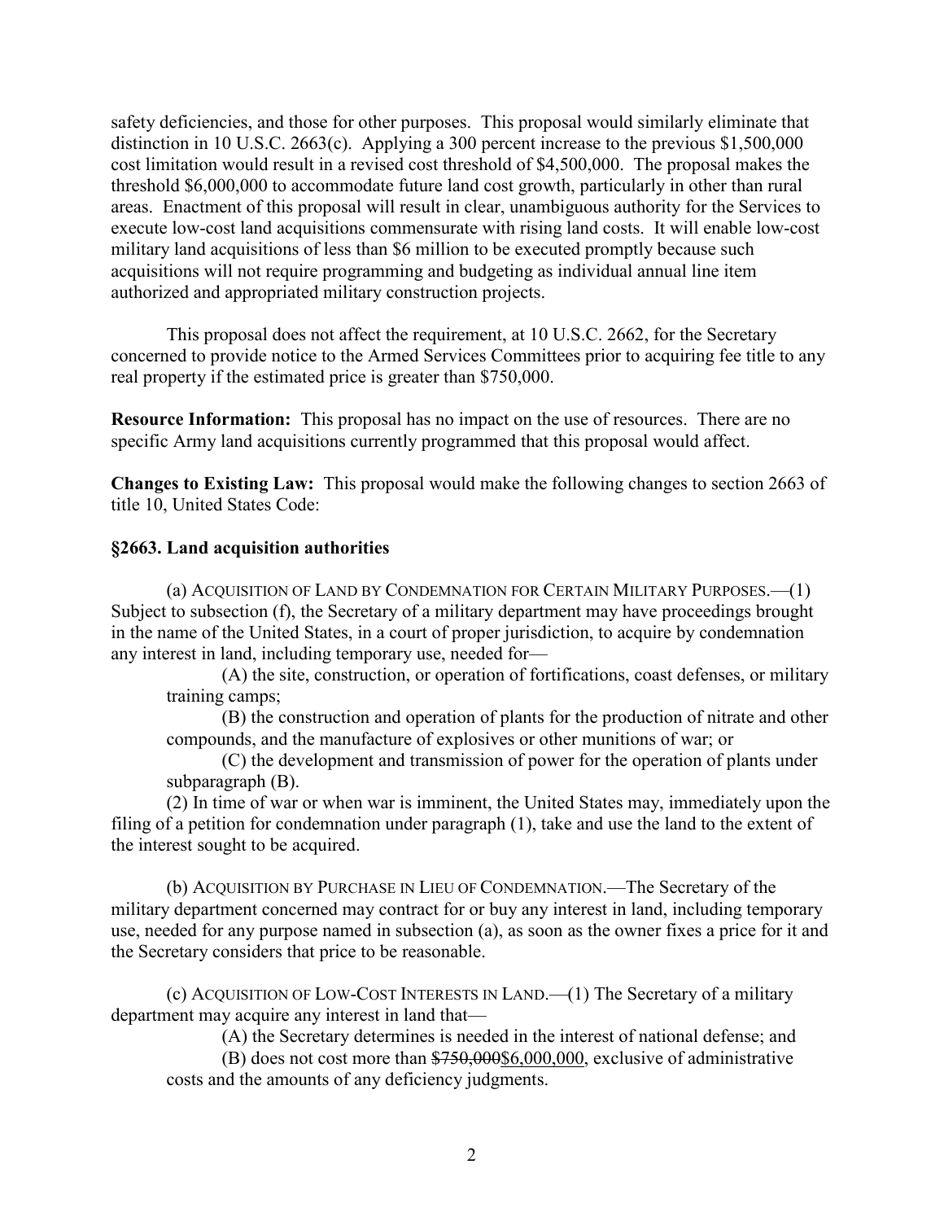safety deficiencies, and those for other purposes. This proposal would similarly eliminate that distinction in 10 U.S.C. 2663(c). Applying a 300 percent increase to the previous $1,500,000 cost limitation would result in a revised cost threshold of $4,500,000. The proposal makes the threshold $6,000,000 to accommodate future land cost growth, particularly in other than rural areas. Enactment of this proposal will result in clear, unambiguous authority for the Services to execute low-cost land acquisitions commensurate with rising land costs. It will enable low-cost military land acquisitions of less than $6 million to be executed promptly because such acquisitions will not require programming and budgeting as individual annual line item authorized and appropriated military construction projects.

This proposal does not affect the requirement, at 10 U.S.C. 2662, for the Secretary concerned to provide notice to the Armed Services Committees prior to acquiring fee title to any real property if the estimated price is greater than $750,000.

**Resource Information:** This proposal has no impact on the use of resources. There are no specific Army land acquisitions currently programmed that this proposal would affect.

**Changes to Existing Law:** This proposal would make the following changes to section 2663 of title 10, United States Code:

**§2663. Land acquisition authorities**

(a) ACQUISITION OF LAND BY CONDEMNATION FOR CERTAIN MILITARY PURPOSES.—(1) Subject to subsection (f), the Secretary of a military department may have proceedings brought in the name of the United States, in a court of proper jurisdiction, to acquire by condemnation any interest in land, including temporary use, needed for—

(A) the site, construction, or operation of fortifications, coast defenses, or military training camps;

(B) the construction and operation of plants for the production of nitrate and other compounds, and the manufacture of explosives or other munitions of war; or

(C) the development and transmission of power for the operation of plants under subparagraph (B).

(2) In time of war or when war is imminent, the United States may, immediately upon the filing of a petition for condemnation under paragraph (1), take and use the land to the extent of the interest sought to be acquired.

(b) ACQUISITION BY PURCHASE IN LIEU OF CONDEMNATION.—The Secretary of the military department concerned may contract for or buy any interest in land, including temporary use, needed for any purpose named in subsection (a), as soon as the owner fixes a price for it and the Secretary considers that price to be reasonable.

(c) ACQUISITION OF LOW-COST INTERESTS IN LAND.—(1) The Secretary of a military department may acquire any interest in land that—

(A) the Secretary determines is needed in the interest of national defense; and

(B) does not cost more than ~~$750,000~~<u>$6,000,000</u>, exclusive of administrative costs and the amounts of any deficiency judgments.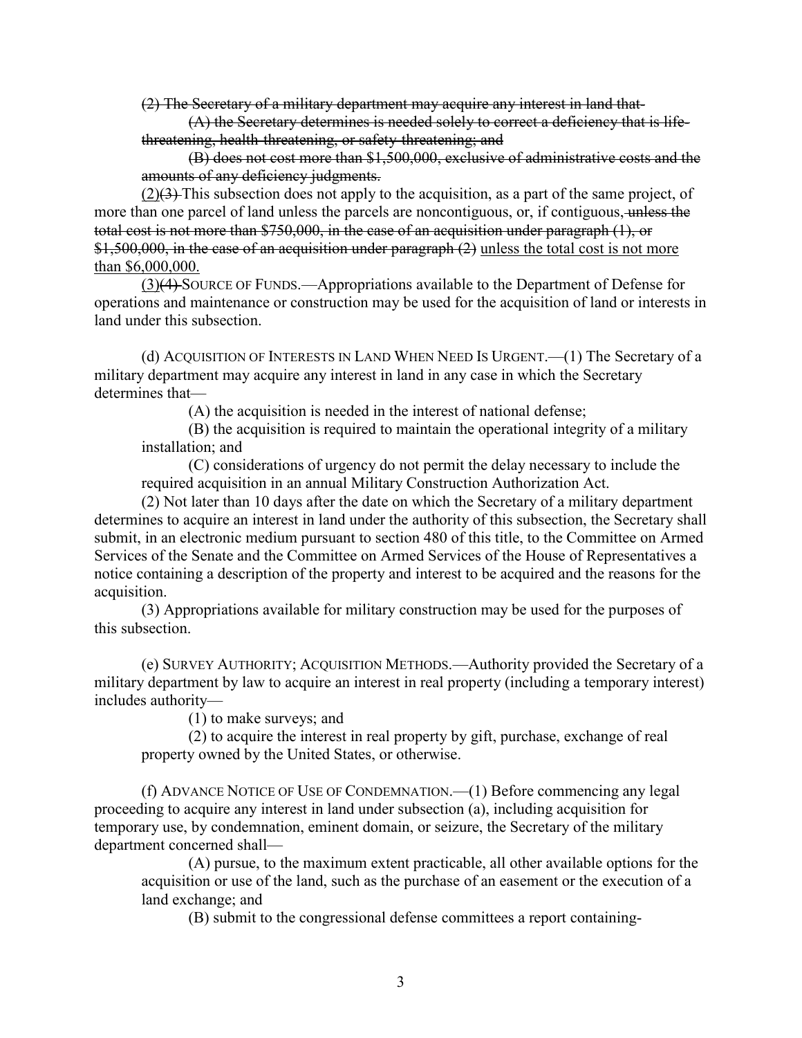~~(2) The Secretary of a military department may acquire any interest in land that-~~

~~(A) the Secretary determines is needed solely to correct a deficiency that is life-threatening, health-threatening, or safety-threatening; and~~

~~(B) does not cost more than $1,500,000, exclusive of administrative costs and the amounts of any deficiency judgments.~~

<u>(2)</u>~~(3)~~ This subsection does not apply to the acquisition, as a part of the same project, of more than one parcel of land unless the parcels are noncontiguous, or, if contiguous,~~ unless the total cost is not more than $750,000, in the case of an acquisition under paragraph (1), or $1,500,000, in the case of an acquisition under paragraph (2)~~ <u>unless the total cost is not more than $6,000,000.</u>

<u>(3)</u>~~(4)~~ SOURCE OF FUNDS.—Appropriations available to the Department of Defense for operations and maintenance or construction may be used for the acquisition of land or interests in land under this subsection.

(d) ACQUISITION OF INTERESTS IN LAND WHEN NEED IS URGENT.—(1) The Secretary of a military department may acquire any interest in land in any case in which the Secretary determines that—

(A) the acquisition is needed in the interest of national defense;

(B) the acquisition is required to maintain the operational integrity of a military installation; and

(C) considerations of urgency do not permit the delay necessary to include the required acquisition in an annual Military Construction Authorization Act.

(2) Not later than 10 days after the date on which the Secretary of a military department determines to acquire an interest in land under the authority of this subsection, the Secretary shall submit, in an electronic medium pursuant to section 480 of this title, to the Committee on Armed Services of the Senate and the Committee on Armed Services of the House of Representatives a notice containing a description of the property and interest to be acquired and the reasons for the acquisition.

(3) Appropriations available for military construction may be used for the purposes of this subsection.

(e) SURVEY AUTHORITY; ACQUISITION METHODS.—Authority provided the Secretary of a military department by law to acquire an interest in real property (including a temporary interest) includes authority—

(1) to make surveys; and

(2) to acquire the interest in real property by gift, purchase, exchange of real property owned by the United States, or otherwise.

(f) ADVANCE NOTICE OF USE OF CONDEMNATION.—(1) Before commencing any legal proceeding to acquire any interest in land under subsection (a), including acquisition for temporary use, by condemnation, eminent domain, or seizure, the Secretary of the military department concerned shall—

(A) pursue, to the maximum extent practicable, all other available options for the acquisition or use of the land, such as the purchase of an easement or the execution of a land exchange; and

(B) submit to the congressional defense committees a report containing-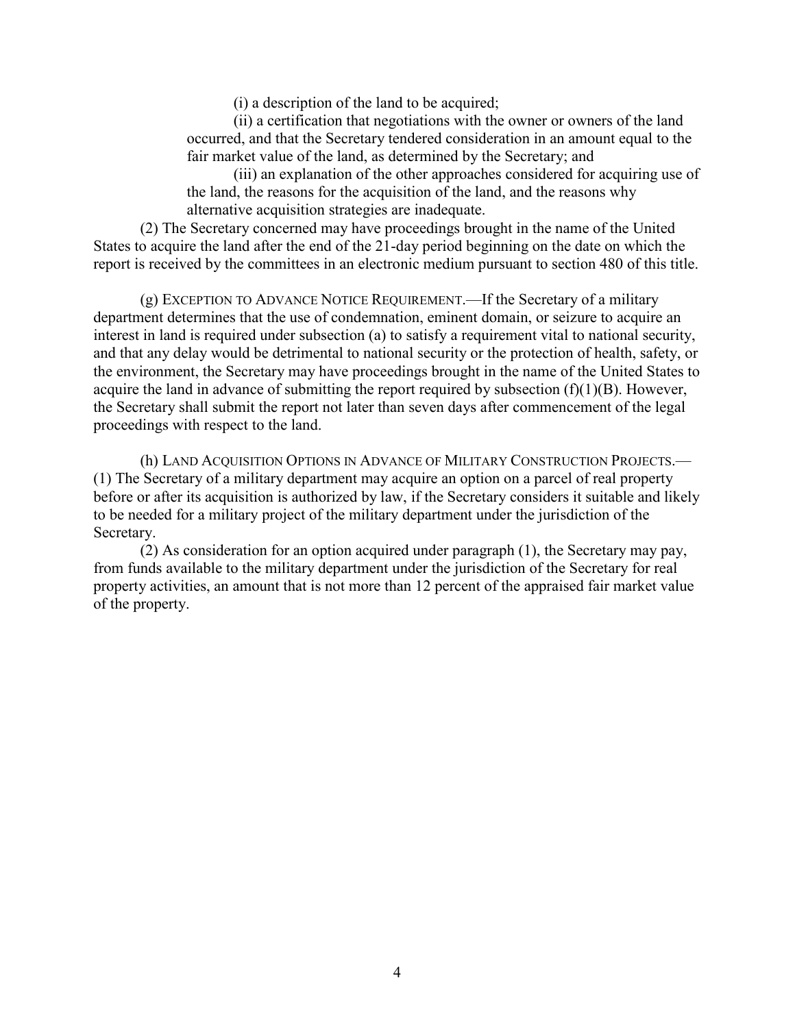(i) a description of the land to be acquired;

(ii) a certification that negotiations with the owner or owners of the land occurred, and that the Secretary tendered consideration in an amount equal to the fair market value of the land, as determined by the Secretary; and

(iii) an explanation of the other approaches considered for acquiring use of the land, the reasons for the acquisition of the land, and the reasons why alternative acquisition strategies are inadequate.

(2) The Secretary concerned may have proceedings brought in the name of the United States to acquire the land after the end of the 21-day period beginning on the date on which the report is received by the committees in an electronic medium pursuant to section 480 of this title.

(g) EXCEPTION TO ADVANCE NOTICE REQUIREMENT.—If the Secretary of a military department determines that the use of condemnation, eminent domain, or seizure to acquire an interest in land is required under subsection (a) to satisfy a requirement vital to national security, and that any delay would be detrimental to national security or the protection of health, safety, or the environment, the Secretary may have proceedings brought in the name of the United States to acquire the land in advance of submitting the report required by subsection (f)(1)(B). However, the Secretary shall submit the report not later than seven days after commencement of the legal proceedings with respect to the land.

(h) LAND ACQUISITION OPTIONS IN ADVANCE OF MILITARY CONSTRUCTION PROJECTS.—(1) The Secretary of a military department may acquire an option on a parcel of real property before or after its acquisition is authorized by law, if the Secretary considers it suitable and likely to be needed for a military project of the military department under the jurisdiction of the Secretary.

(2) As consideration for an option acquired under paragraph (1), the Secretary may pay, from funds available to the military department under the jurisdiction of the Secretary for real property activities, an amount that is not more than 12 percent of the appraised fair market value of the property.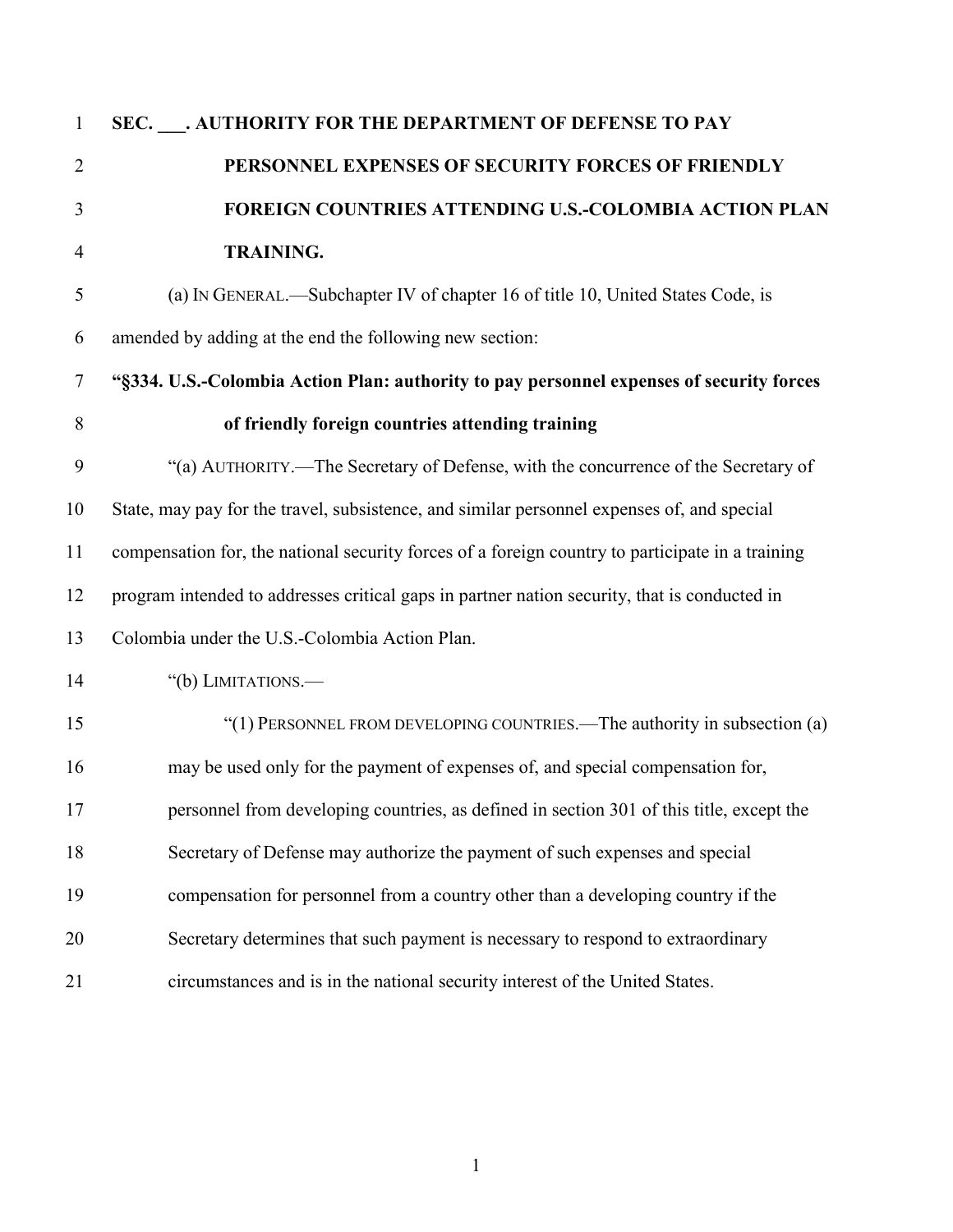**SEC. ___. AUTHORITY FOR THE DEPARTMENT OF DEFENSE TO PAY PERSONNEL EXPENSES OF SECURITY FORCES OF FRIENDLY FOREIGN COUNTRIES ATTENDING U.S.-COLOMBIA ACTION PLAN TRAINING.**

(a) IN GENERAL.—Subchapter IV of chapter 16 of title 10, United States Code, is amended by adding at the end the following new section:

**"§334. U.S.-Colombia Action Plan: authority to pay personnel expenses of security forces of friendly foreign countries attending training**

"(a) AUTHORITY.—The Secretary of Defense, with the concurrence of the Secretary of State, may pay for the travel, subsistence, and similar personnel expenses of, and special compensation for, the national security forces of a foreign country to participate in a training program intended to addresses critical gaps in partner nation security, that is conducted in Colombia under the U.S.-Colombia Action Plan.

"(b) LIMITATIONS.—

"(1) PERSONNEL FROM DEVELOPING COUNTRIES.—The authority in subsection (a) may be used only for the payment of expenses of, and special compensation for, personnel from developing countries, as defined in section 301 of this title, except the Secretary of Defense may authorize the payment of such expenses and special compensation for personnel from a country other than a developing country if the Secretary determines that such payment is necessary to respond to extraordinary circumstances and is in the national security interest of the United States.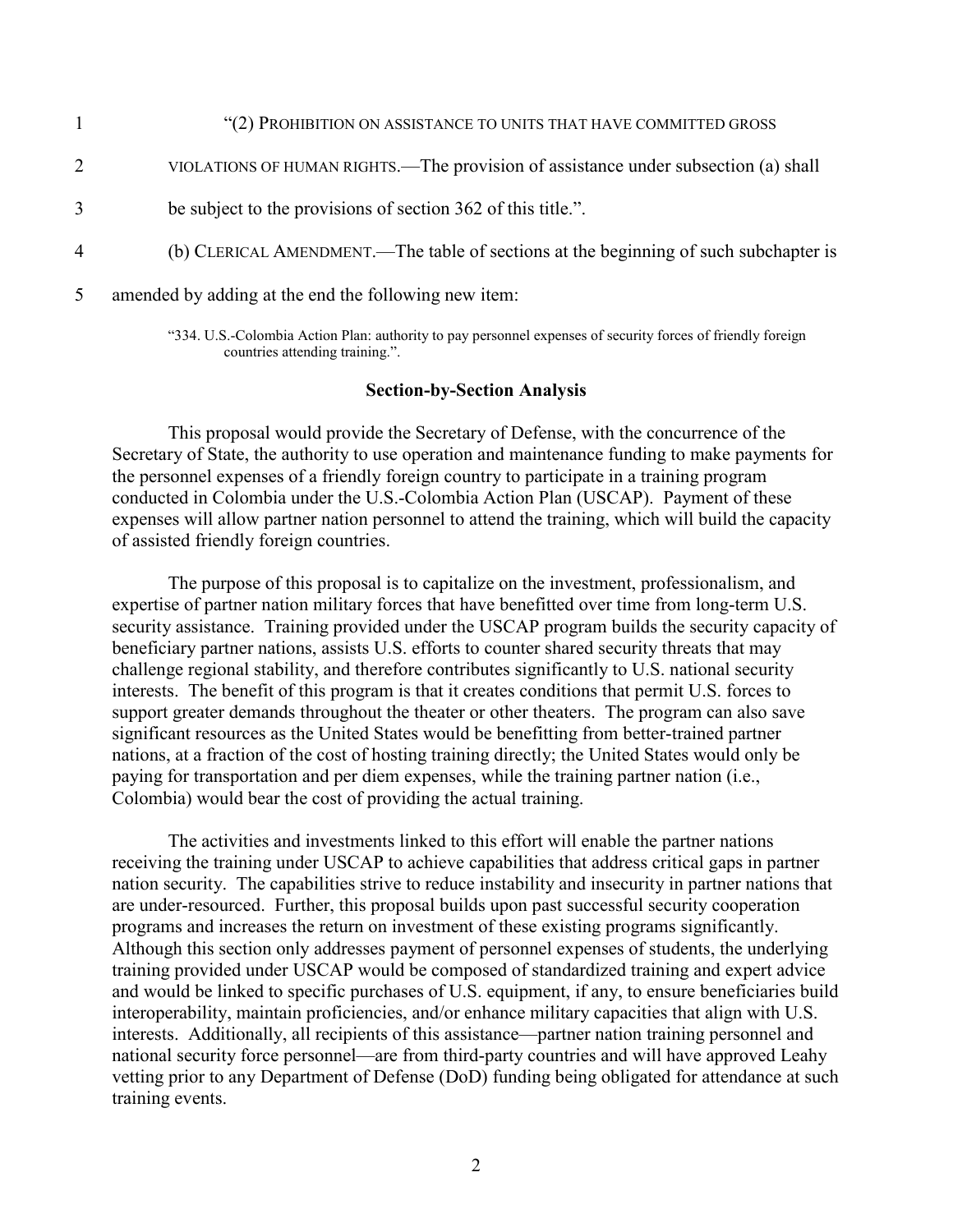"(2) PROHIBITION ON ASSISTANCE TO UNITS THAT HAVE COMMITTED GROSS VIOLATIONS OF HUMAN RIGHTS.—The provision of assistance under subsection (a) shall be subject to the provisions of section 362 of this title.".

(b) CLERICAL AMENDMENT.—The table of sections at the beginning of such subchapter is amended by adding at the end the following new item:

"334. U.S.-Colombia Action Plan: authority to pay personnel expenses of security forces of friendly foreign countries attending training.".

**Section-by-Section Analysis**

This proposal would provide the Secretary of Defense, with the concurrence of the Secretary of State, the authority to use operation and maintenance funding to make payments for the personnel expenses of a friendly foreign country to participate in a training program conducted in Colombia under the U.S.-Colombia Action Plan (USCAP). Payment of these expenses will allow partner nation personnel to attend the training, which will build the capacity of assisted friendly foreign countries.

The purpose of this proposal is to capitalize on the investment, professionalism, and expertise of partner nation military forces that have benefitted over time from long-term U.S. security assistance. Training provided under the USCAP program builds the security capacity of beneficiary partner nations, assists U.S. efforts to counter shared security threats that may challenge regional stability, and therefore contributes significantly to U.S. national security interests. The benefit of this program is that it creates conditions that permit U.S. forces to support greater demands throughout the theater or other theaters. The program can also save significant resources as the United States would be benefitting from better-trained partner nations, at a fraction of the cost of hosting training directly; the United States would only be paying for transportation and per diem expenses, while the training partner nation (i.e., Colombia) would bear the cost of providing the actual training.

The activities and investments linked to this effort will enable the partner nations receiving the training under USCAP to achieve capabilities that address critical gaps in partner nation security. The capabilities strive to reduce instability and insecurity in partner nations that are under-resourced. Further, this proposal builds upon past successful security cooperation programs and increases the return on investment of these existing programs significantly. Although this section only addresses payment of personnel expenses of students, the underlying training provided under USCAP would be composed of standardized training and expert advice and would be linked to specific purchases of U.S. equipment, if any, to ensure beneficiaries build interoperability, maintain proficiencies, and/or enhance military capacities that align with U.S. interests. Additionally, all recipients of this assistance—partner nation training personnel and national security force personnel—are from third-party countries and will have approved Leahy vetting prior to any Department of Defense (DoD) funding being obligated for attendance at such training events.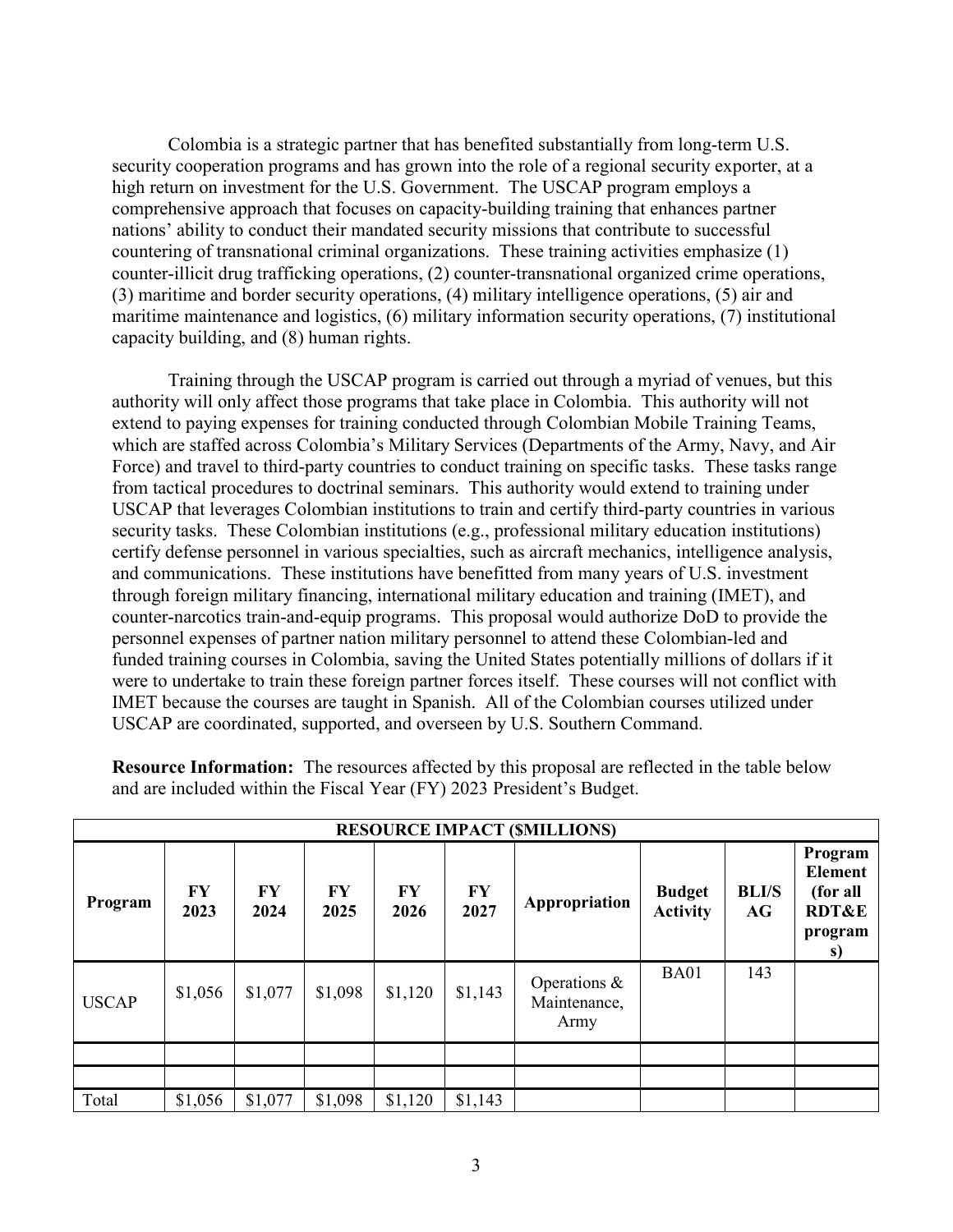Colombia is a strategic partner that has benefited substantially from long-term U.S. security cooperation programs and has grown into the role of a regional security exporter, at a high return on investment for the U.S. Government. The USCAP program employs a comprehensive approach that focuses on capacity-building training that enhances partner nations' ability to conduct their mandated security missions that contribute to successful countering of transnational criminal organizations. These training activities emphasize (1) counter-illicit drug trafficking operations, (2) counter-transnational organized crime operations, (3) maritime and border security operations, (4) military intelligence operations, (5) air and maritime maintenance and logistics, (6) military information security operations, (7) institutional capacity building, and (8) human rights.

Training through the USCAP program is carried out through a myriad of venues, but this authority will only affect those programs that take place in Colombia. This authority will not extend to paying expenses for training conducted through Colombian Mobile Training Teams, which are staffed across Colombia's Military Services (Departments of the Army, Navy, and Air Force) and travel to third-party countries to conduct training on specific tasks. These tasks range from tactical procedures to doctrinal seminars. This authority would extend to training under USCAP that leverages Colombian institutions to train and certify third-party countries in various security tasks. These Colombian institutions (e.g., professional military education institutions) certify defense personnel in various specialties, such as aircraft mechanics, intelligence analysis, and communications. These institutions have benefitted from many years of U.S. investment through foreign military financing, international military education and training (IMET), and counter-narcotics train-and-equip programs. This proposal would authorize DoD to provide the personnel expenses of partner nation military personnel to attend these Colombian-led and funded training courses in Colombia, saving the United States potentially millions of dollars if it were to undertake to train these foreign partner forces itself. These courses will not conflict with IMET because the courses are taught in Spanish. All of the Colombian courses utilized under USCAP are coordinated, supported, and overseen by U.S. Southern Command.

**Resource Information:** The resources affected by this proposal are reflected in the table below and are included within the Fiscal Year (FY) 2023 President's Budget.

| **RESOURCE IMPACT ($MILLIONS)** | | | | | | | | | |
|---|---|---|---|---|---|---|---|---|---|
| **Program** | **FY 2023** | **FY 2024** | **FY 2025** | **FY 2026** | **FY 2027** | **Appropriation** | **Budget Activity** | **BLI/SAG** | **Program Element (for all RDT&E programs)** |
| USCAP | $1,056 | $1,077 | $1,098 | $1,120 | $1,143 | Operations & Maintenance, Army | BA01 | 143 | |
| | | | | | | | | | |
| | | | | | | | | | |
| Total | $1,056 | $1,077 | $1,098 | $1,120 | $1,143 | | | | |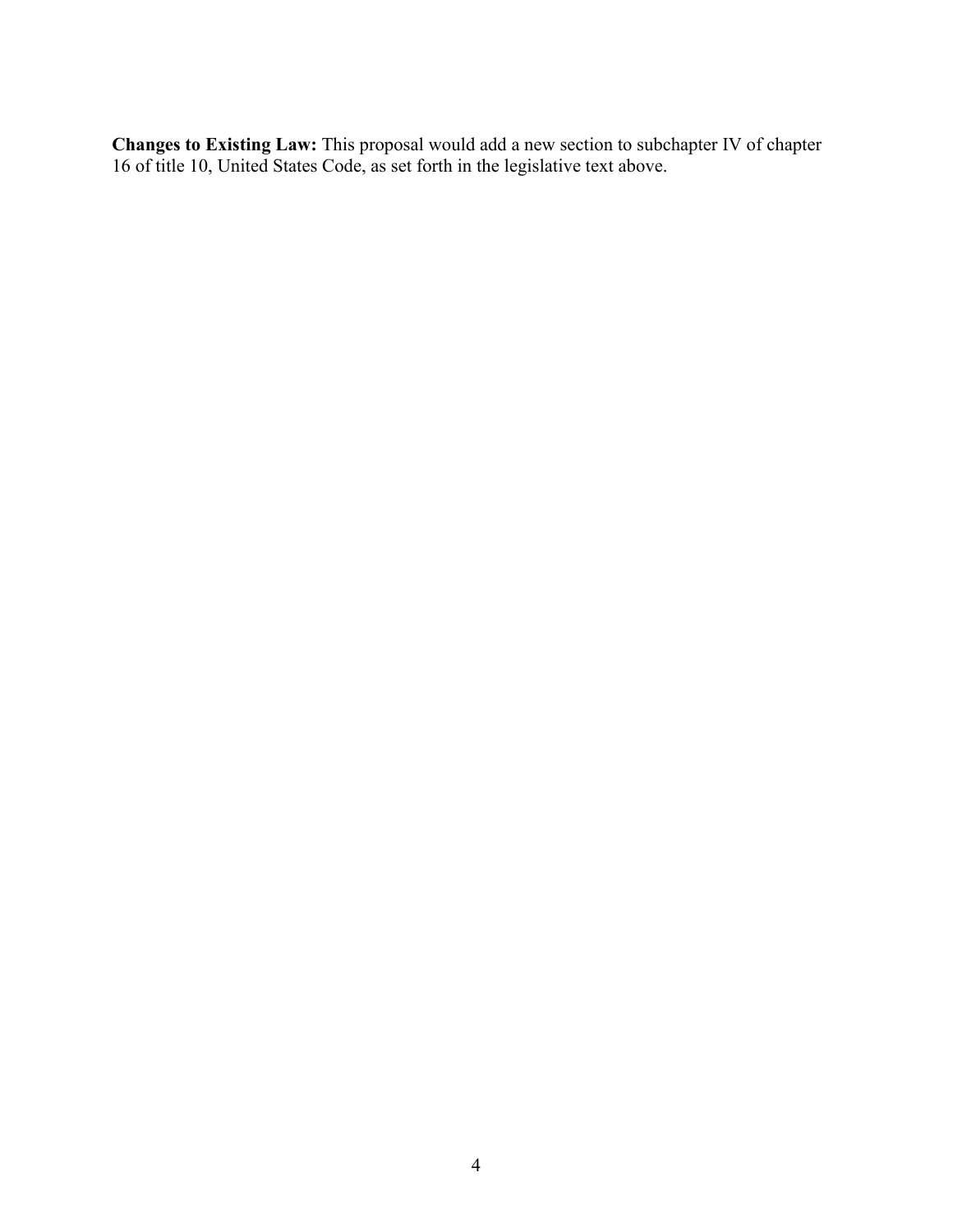**Changes to Existing Law:** This proposal would add a new section to subchapter IV of chapter 16 of title 10, United States Code, as set forth in the legislative text above.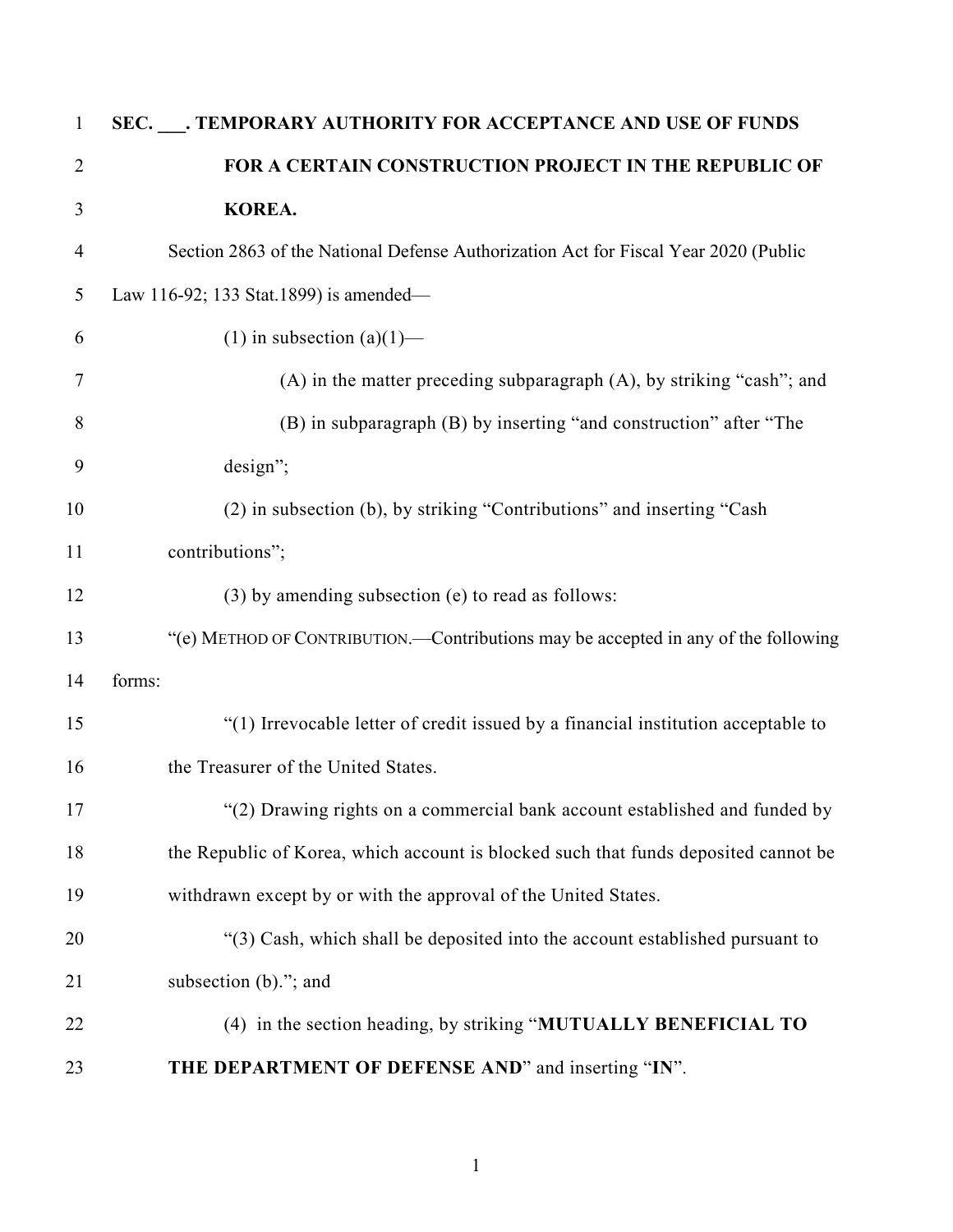**SEC. \_\_\_. TEMPORARY AUTHORITY FOR ACCEPTANCE AND USE OF FUNDS FOR A CERTAIN CONSTRUCTION PROJECT IN THE REPUBLIC OF KOREA.**

Section 2863 of the National Defense Authorization Act for Fiscal Year 2020 (Public Law 116-92; 133 Stat.1899) is amended—

(1) in subsection (a)(1)—

(A) in the matter preceding subparagraph (A), by striking "cash"; and

(B) in subparagraph (B) by inserting "and construction" after "The design";

(2) in subsection (b), by striking "Contributions" and inserting "Cash contributions";

(3) by amending subsection (e) to read as follows:

"(e) METHOD OF CONTRIBUTION.—Contributions may be accepted in any of the following forms:

"(1) Irrevocable letter of credit issued by a financial institution acceptable to the Treasurer of the United States.

"(2) Drawing rights on a commercial bank account established and funded by the Republic of Korea, which account is blocked such that funds deposited cannot be withdrawn except by or with the approval of the United States.

"(3) Cash, which shall be deposited into the account established pursuant to subsection (b)."; and

(4) in the section heading, by striking "**MUTUALLY BENEFICIAL TO THE DEPARTMENT OF DEFENSE AND**" and inserting "**IN**".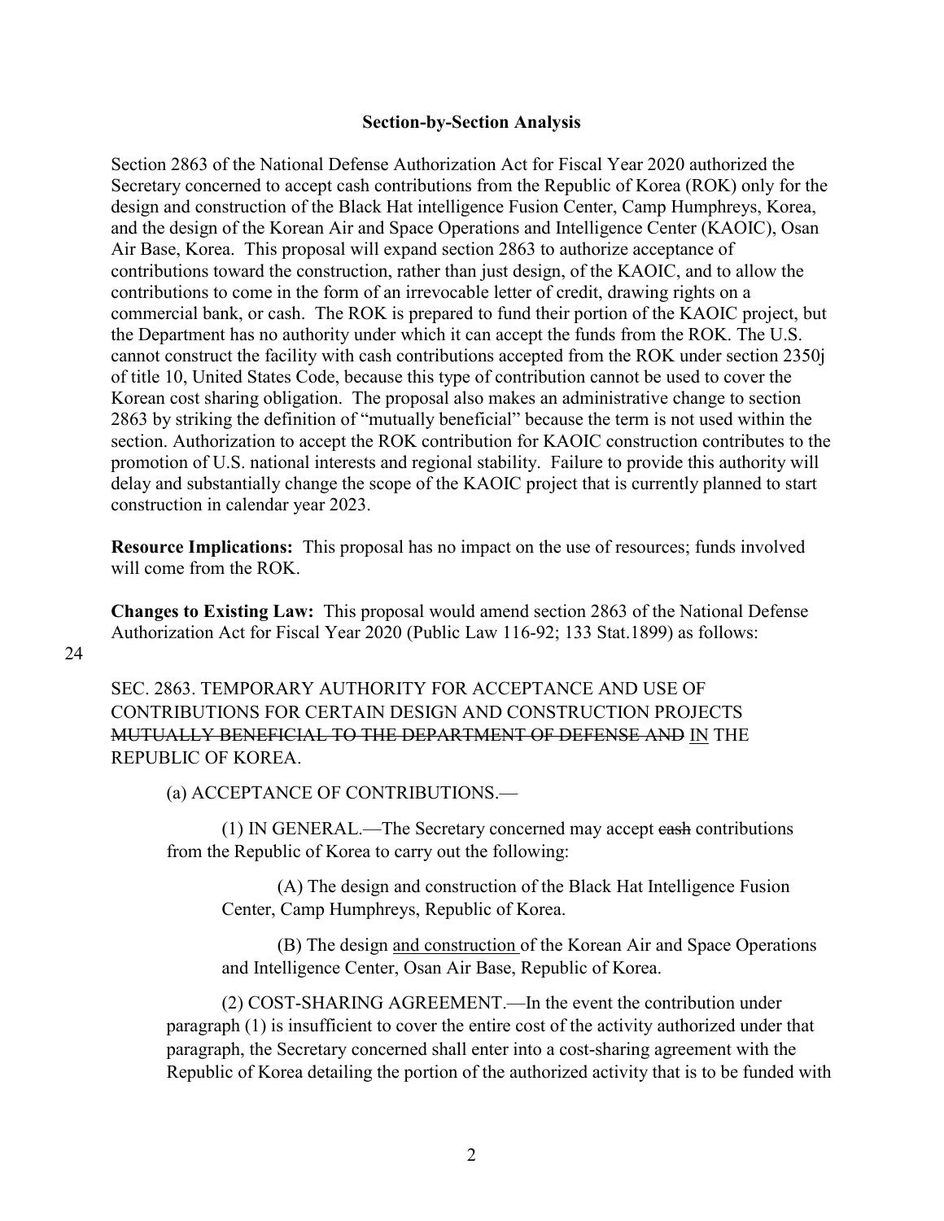**Section-by-Section Analysis**

Section 2863 of the National Defense Authorization Act for Fiscal Year 2020 authorized the Secretary concerned to accept cash contributions from the Republic of Korea (ROK) only for the design and construction of the Black Hat intelligence Fusion Center, Camp Humphreys, Korea, and the design of the Korean Air and Space Operations and Intelligence Center (KAOIC), Osan Air Base, Korea. This proposal will expand section 2863 to authorize acceptance of contributions toward the construction, rather than just design, of the KAOIC, and to allow the contributions to come in the form of an irrevocable letter of credit, drawing rights on a commercial bank, or cash. The ROK is prepared to fund their portion of the KAOIC project, but the Department has no authority under which it can accept the funds from the ROK. The U.S. cannot construct the facility with cash contributions accepted from the ROK under section 2350j of title 10, United States Code, because this type of contribution cannot be used to cover the Korean cost sharing obligation. The proposal also makes an administrative change to section 2863 by striking the definition of "mutually beneficial" because the term is not used within the section. Authorization to accept the ROK contribution for KAOIC construction contributes to the promotion of U.S. national interests and regional stability. Failure to provide this authority will delay and substantially change the scope of the KAOIC project that is currently planned to start construction in calendar year 2023.

**Resource Implications:** This proposal has no impact on the use of resources; funds involved will come from the ROK.

**Changes to Existing Law:** This proposal would amend section 2863 of the National Defense Authorization Act for Fiscal Year 2020 (Public Law 116-92; 133 Stat.1899) as follows:

SEC. 2863. TEMPORARY AUTHORITY FOR ACCEPTANCE AND USE OF CONTRIBUTIONS FOR CERTAIN DESIGN AND CONSTRUCTION PROJECTS ~~MUTUALLY BENEFICIAL TO THE DEPARTMENT OF DEFENSE AND~~ <u>IN</u> THE REPUBLIC OF KOREA.

(a) ACCEPTANCE OF CONTRIBUTIONS.—

(1) IN GENERAL.—The Secretary concerned may accept ~~cash~~ contributions from the Republic of Korea to carry out the following:

(A) The design and construction of the Black Hat Intelligence Fusion Center, Camp Humphreys, Republic of Korea.

(B) The design <u>and construction</u> of the Korean Air and Space Operations and Intelligence Center, Osan Air Base, Republic of Korea.

(2) COST-SHARING AGREEMENT.—In the event the contribution under paragraph (1) is insufficient to cover the entire cost of the activity authorized under that paragraph, the Secretary concerned shall enter into a cost-sharing agreement with the Republic of Korea detailing the portion of the authorized activity that is to be funded with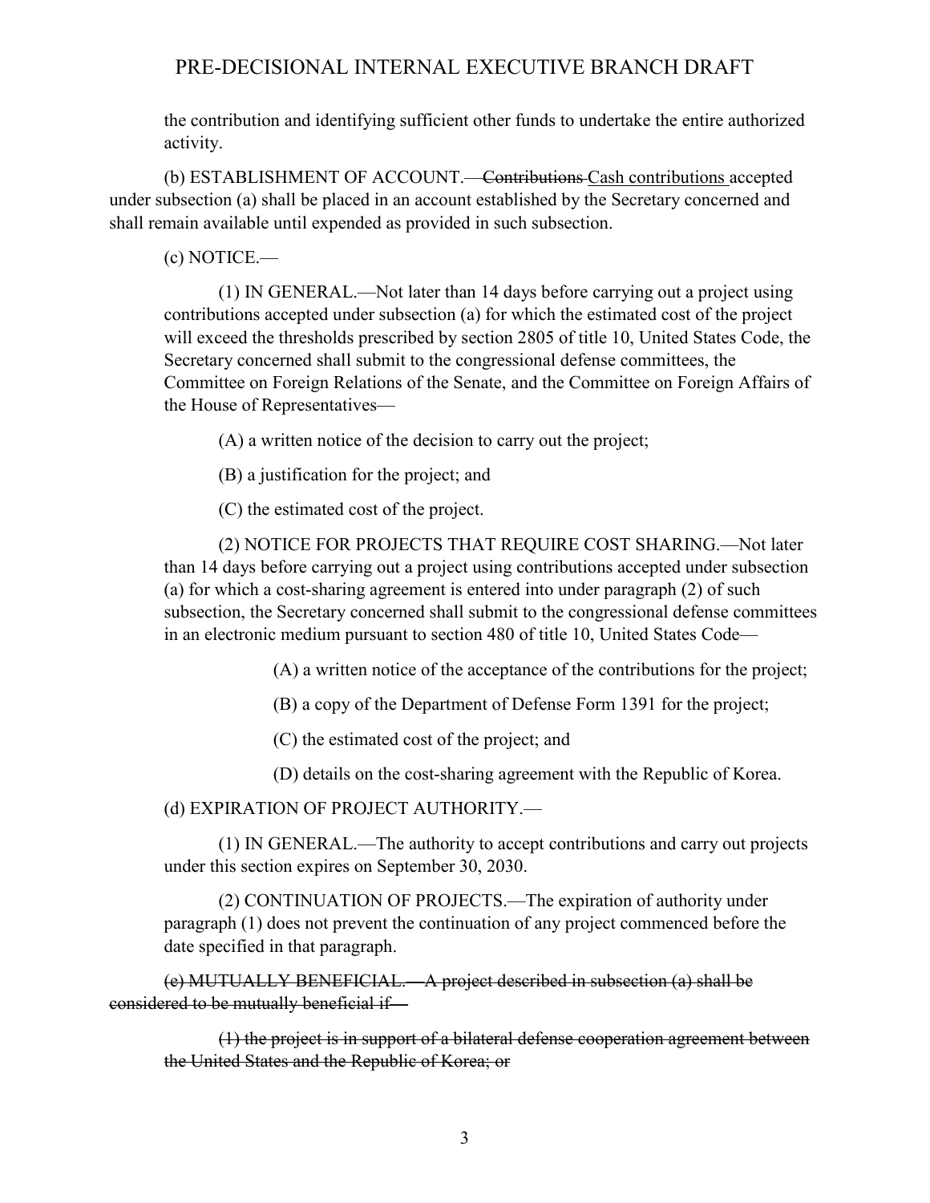the contribution and identifying sufficient other funds to undertake the entire authorized activity.

(b) ESTABLISHMENT OF ACCOUNT.—~~Contributions~~ <u>Cash contributions</u> accepted under subsection (a) shall be placed in an account established by the Secretary concerned and shall remain available until expended as provided in such subsection.

(c) NOTICE.—

(1) IN GENERAL.—Not later than 14 days before carrying out a project using contributions accepted under subsection (a) for which the estimated cost of the project will exceed the thresholds prescribed by section 2805 of title 10, United States Code, the Secretary concerned shall submit to the congressional defense committees, the Committee on Foreign Relations of the Senate, and the Committee on Foreign Affairs of the House of Representatives—

(A) a written notice of the decision to carry out the project;

(B) a justification for the project; and

(C) the estimated cost of the project.

(2) NOTICE FOR PROJECTS THAT REQUIRE COST SHARING.—Not later than 14 days before carrying out a project using contributions accepted under subsection (a) for which a cost-sharing agreement is entered into under paragraph (2) of such subsection, the Secretary concerned shall submit to the congressional defense committees in an electronic medium pursuant to section 480 of title 10, United States Code—

(A) a written notice of the acceptance of the contributions for the project;

(B) a copy of the Department of Defense Form 1391 for the project;

(C) the estimated cost of the project; and

(D) details on the cost-sharing agreement with the Republic of Korea.

(d) EXPIRATION OF PROJECT AUTHORITY.—

(1) IN GENERAL.—The authority to accept contributions and carry out projects under this section expires on September 30, 2030.

(2) CONTINUATION OF PROJECTS.—The expiration of authority under paragraph (1) does not prevent the continuation of any project commenced before the date specified in that paragraph.

~~(e) MUTUALLY BENEFICIAL.—A project described in subsection (a) shall be considered to be mutually beneficial if—~~

~~(1) the project is in support of a bilateral defense cooperation agreement between the United States and the Republic of Korea; or~~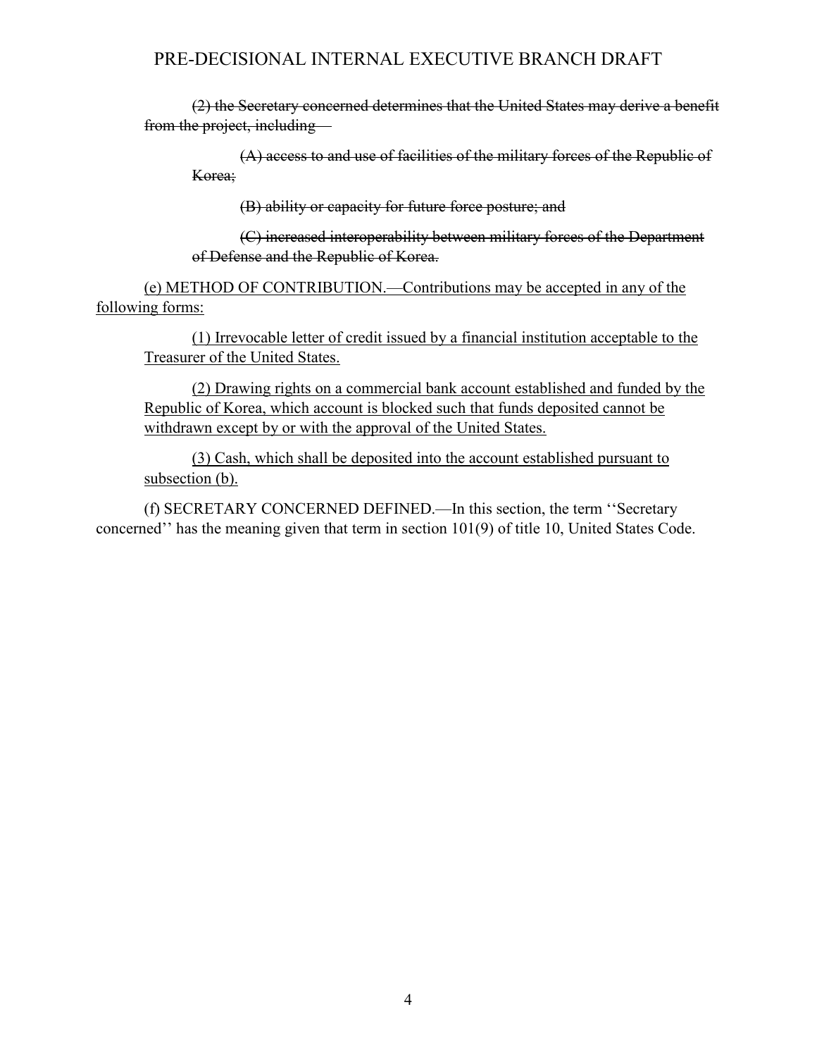~~(2) the Secretary concerned determines that the United States may derive a benefit from the project, including—~~

~~(A) access to and use of facilities of the military forces of the Republic of Korea;~~

~~(B) ability or capacity for future force posture; and~~

~~(C) increased interoperability between military forces of the Department of Defense and the Republic of Korea.~~

<u>(e) METHOD OF CONTRIBUTION.—Contributions may be accepted in any of the following forms:</u>

<u>(1) Irrevocable letter of credit issued by a financial institution acceptable to the Treasurer of the United States.</u>

<u>(2) Drawing rights on a commercial bank account established and funded by the Republic of Korea, which account is blocked such that funds deposited cannot be withdrawn except by or with the approval of the United States.</u>

<u>(3) Cash, which shall be deposited into the account established pursuant to subsection (b).</u>

(f) SECRETARY CONCERNED DEFINED.—In this section, the term ''Secretary concerned'' has the meaning given that term in section 101(9) of title 10, United States Code.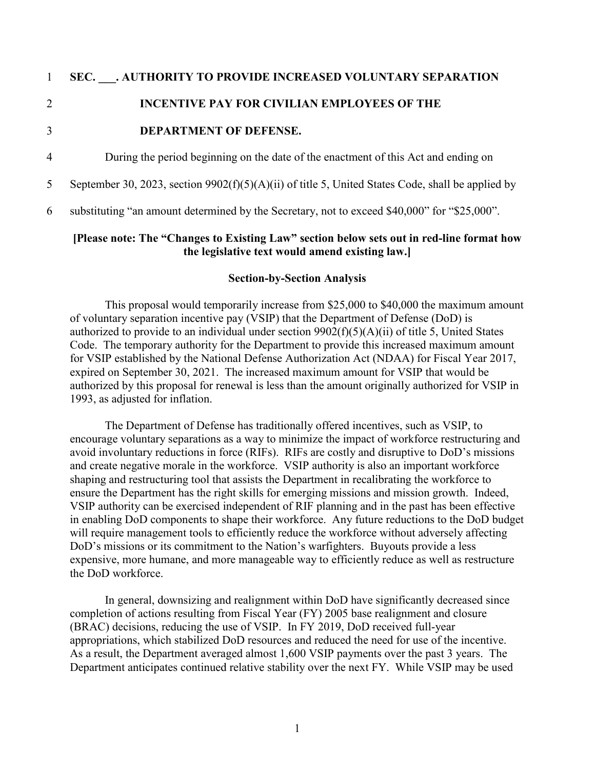**SEC. ___. AUTHORITY TO PROVIDE INCREASED VOLUNTARY SEPARATION INCENTIVE PAY FOR CIVILIAN EMPLOYEES OF THE DEPARTMENT OF DEFENSE.**

During the period beginning on the date of the enactment of this Act and ending on September 30, 2023, section 9902(f)(5)(A)(ii) of title 5, United States Code, shall be applied by substituting "an amount determined by the Secretary, not to exceed $40,000" for "$25,000".

**[Please note: The "Changes to Existing Law" section below sets out in red-line format how the legislative text would amend existing law.]**

**Section-by-Section Analysis**

This proposal would temporarily increase from $25,000 to $40,000 the maximum amount of voluntary separation incentive pay (VSIP) that the Department of Defense (DoD) is authorized to provide to an individual under section 9902(f)(5)(A)(ii) of title 5, United States Code. The temporary authority for the Department to provide this increased maximum amount for VSIP established by the National Defense Authorization Act (NDAA) for Fiscal Year 2017, expired on September 30, 2021. The increased maximum amount for VSIP that would be authorized by this proposal for renewal is less than the amount originally authorized for VSIP in 1993, as adjusted for inflation.

The Department of Defense has traditionally offered incentives, such as VSIP, to encourage voluntary separations as a way to minimize the impact of workforce restructuring and avoid involuntary reductions in force (RIFs). RIFs are costly and disruptive to DoD's missions and create negative morale in the workforce. VSIP authority is also an important workforce shaping and restructuring tool that assists the Department in recalibrating the workforce to ensure the Department has the right skills for emerging missions and mission growth. Indeed, VSIP authority can be exercised independent of RIF planning and in the past has been effective in enabling DoD components to shape their workforce. Any future reductions to the DoD budget will require management tools to efficiently reduce the workforce without adversely affecting DoD's missions or its commitment to the Nation's warfighters. Buyouts provide a less expensive, more humane, and more manageable way to efficiently reduce as well as restructure the DoD workforce.

In general, downsizing and realignment within DoD have significantly decreased since completion of actions resulting from Fiscal Year (FY) 2005 base realignment and closure (BRAC) decisions, reducing the use of VSIP. In FY 2019, DoD received full-year appropriations, which stabilized DoD resources and reduced the need for use of the incentive. As a result, the Department averaged almost 1,600 VSIP payments over the past 3 years. The Department anticipates continued relative stability over the next FY. While VSIP may be used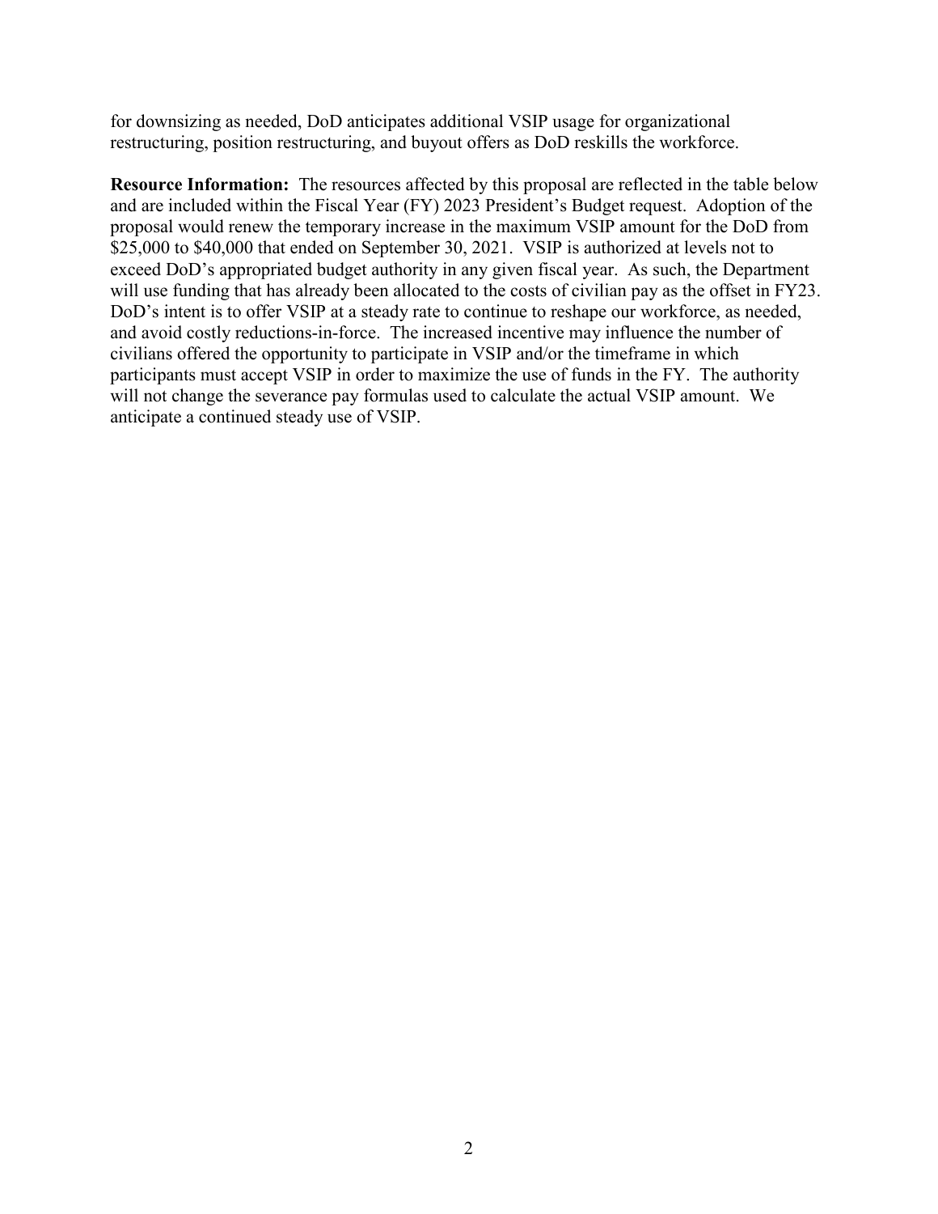for downsizing as needed, DoD anticipates additional VSIP usage for organizational restructuring, position restructuring, and buyout offers as DoD reskills the workforce.

**Resource Information:** The resources affected by this proposal are reflected in the table below and are included within the Fiscal Year (FY) 2023 President's Budget request. Adoption of the proposal would renew the temporary increase in the maximum VSIP amount for the DoD from $25,000 to $40,000 that ended on September 30, 2021. VSIP is authorized at levels not to exceed DoD's appropriated budget authority in any given fiscal year. As such, the Department will use funding that has already been allocated to the costs of civilian pay as the offset in FY23. DoD's intent is to offer VSIP at a steady rate to continue to reshape our workforce, as needed, and avoid costly reductions-in-force. The increased incentive may influence the number of civilians offered the opportunity to participate in VSIP and/or the timeframe in which participants must accept VSIP in order to maximize the use of funds in the FY. The authority will not change the severance pay formulas used to calculate the actual VSIP amount. We anticipate a continued steady use of VSIP.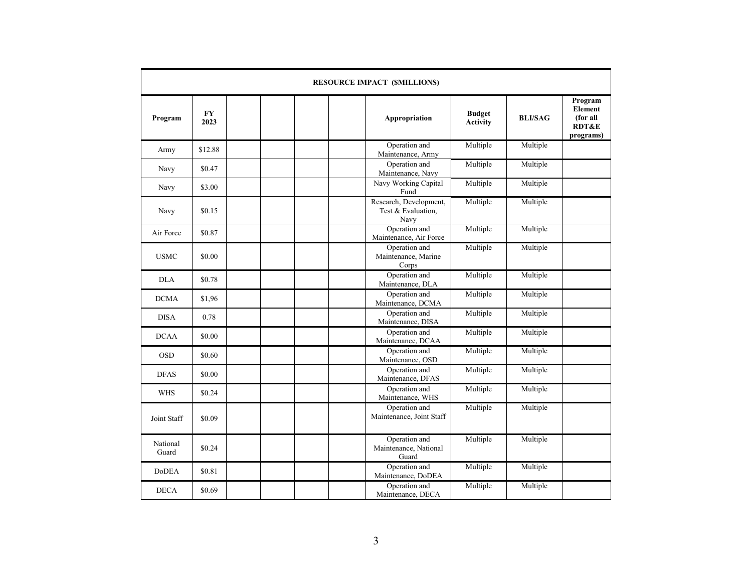| RESOURCE IMPACT ($MILLIONS) | | | | | | | | | |
|---|---|---|---|---|---|---|---|---|---|
| **Program** | **FY 2023** | | | | | **Appropriation** | **Budget Activity** | **BLI/SAG** | **Program Element (for all RDT&E programs)** |
| Army | $12.88 | | | | | Operation and Maintenance, Army | Multiple | Multiple | |
| Navy | $0.47 | | | | | Operation and Maintenance, Navy | Multiple | Multiple | |
| Navy | $3.00 | | | | | Navy Working Capital Fund | Multiple | Multiple | |
| Navy | $0.15 | | | | | Research, Development, Test & Evaluation, Navy | Multiple | Multiple | |
| Air Force | $0.87 | | | | | Operation and Maintenance, Air Force | Multiple | Multiple | |
| USMC | $0.00 | | | | | Operation and Maintenance, Marine Corps | Multiple | Multiple | |
| DLA | $0.78 | | | | | Operation and Maintenance, DLA | Multiple | Multiple | |
| DCMA | $1,96 | | | | | Operation and Maintenance, DCMA | Multiple | Multiple | |
| DISA | 0.78 | | | | | Operation and Maintenance, DISA | Multiple | Multiple | |
| DCAA | $0.00 | | | | | Operation and Maintenance, DCAA | Multiple | Multiple | |
| OSD | $0.60 | | | | | Operation and Maintenance, OSD | Multiple | Multiple | |
| DFAS | $0.00 | | | | | Operation and Maintenance, DFAS | Multiple | Multiple | |
| WHS | $0.24 | | | | | Operation and Maintenance, WHS | Multiple | Multiple | |
| Joint Staff | $0.09 | | | | | Operation and Maintenance, Joint Staff | Multiple | Multiple | |
| National Guard | $0.24 | | | | | Operation and Maintenance, National Guard | Multiple | Multiple | |
| DoDEA | $0.81 | | | | | Operation and Maintenance, DoDEA | Multiple | Multiple | |
| DECA | $0.69 | | | | | Operation and Maintenance, DECA | Multiple | Multiple | |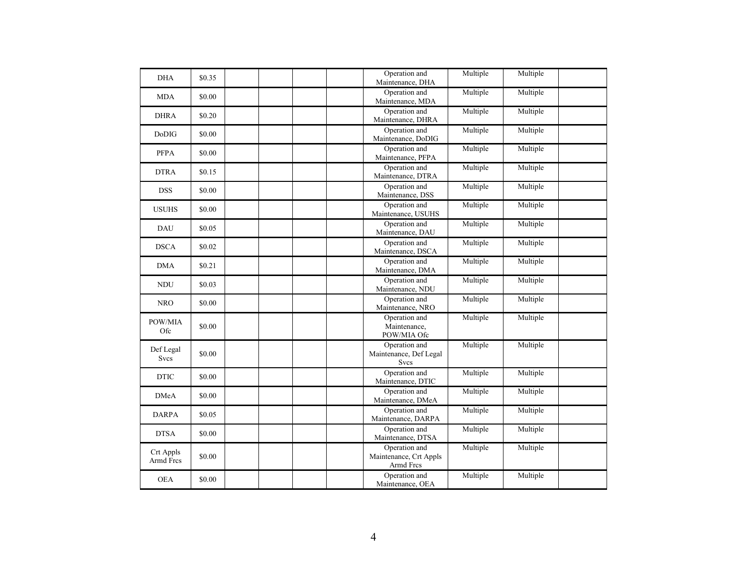|  |  |  |  |  |  |  |  |  |  |
|---|---|---|---|---|---|---|---|---|---|
| DHA | $0.35 |  |  |  |  | Operation and Maintenance, DHA | Multiple | Multiple |  |
| MDA | $0.00 |  |  |  |  | Operation and Maintenance, MDA | Multiple | Multiple |  |
| DHRA | $0.20 |  |  |  |  | Operation and Maintenance, DHRA | Multiple | Multiple |  |
| DoDIG | $0.00 |  |  |  |  | Operation and Maintenance, DoDIG | Multiple | Multiple |  |
| PFPA | $0.00 |  |  |  |  | Operation and Maintenance, PFPA | Multiple | Multiple |  |
| DTRA | $0.15 |  |  |  |  | Operation and Maintenance, DTRA | Multiple | Multiple |  |
| DSS | $0.00 |  |  |  |  | Operation and Maintenance, DSS | Multiple | Multiple |  |
| USUHS | $0.00 |  |  |  |  | Operation and Maintenance, USUHS | Multiple | Multiple |  |
| DAU | $0.05 |  |  |  |  | Operation and Maintenance, DAU | Multiple | Multiple |  |
| DSCA | $0.02 |  |  |  |  | Operation and Maintenance, DSCA | Multiple | Multiple |  |
| DMA | $0.21 |  |  |  |  | Operation and Maintenance, DMA | Multiple | Multiple |  |
| NDU | $0.03 |  |  |  |  | Operation and Maintenance, NDU | Multiple | Multiple |  |
| NRO | $0.00 |  |  |  |  | Operation and Maintenance, NRO | Multiple | Multiple |  |
| POW/MIA Ofc | $0.00 |  |  |  |  | Operation and Maintenance, POW/MIA Ofc | Multiple | Multiple |  |
| Def Legal Svcs | $0.00 |  |  |  |  | Operation and Maintenance, Def Legal Svcs | Multiple | Multiple |  |
| DTIC | $0.00 |  |  |  |  | Operation and Maintenance, DTIC | Multiple | Multiple |  |
| DMeA | $0.00 |  |  |  |  | Operation and Maintenance, DMeA | Multiple | Multiple |  |
| DARPA | $0.05 |  |  |  |  | Operation and Maintenance, DARPA | Multiple | Multiple |  |
| DTSA | $0.00 |  |  |  |  | Operation and Maintenance, DTSA | Multiple | Multiple |  |
| Crt Appls Armd Frcs | $0.00 |  |  |  |  | Operation and Maintenance, Crt Appls Armd Frcs | Multiple | Multiple |  |
| OEA | $0.00 |  |  |  |  | Operation and Maintenance, OEA | Multiple | Multiple |  |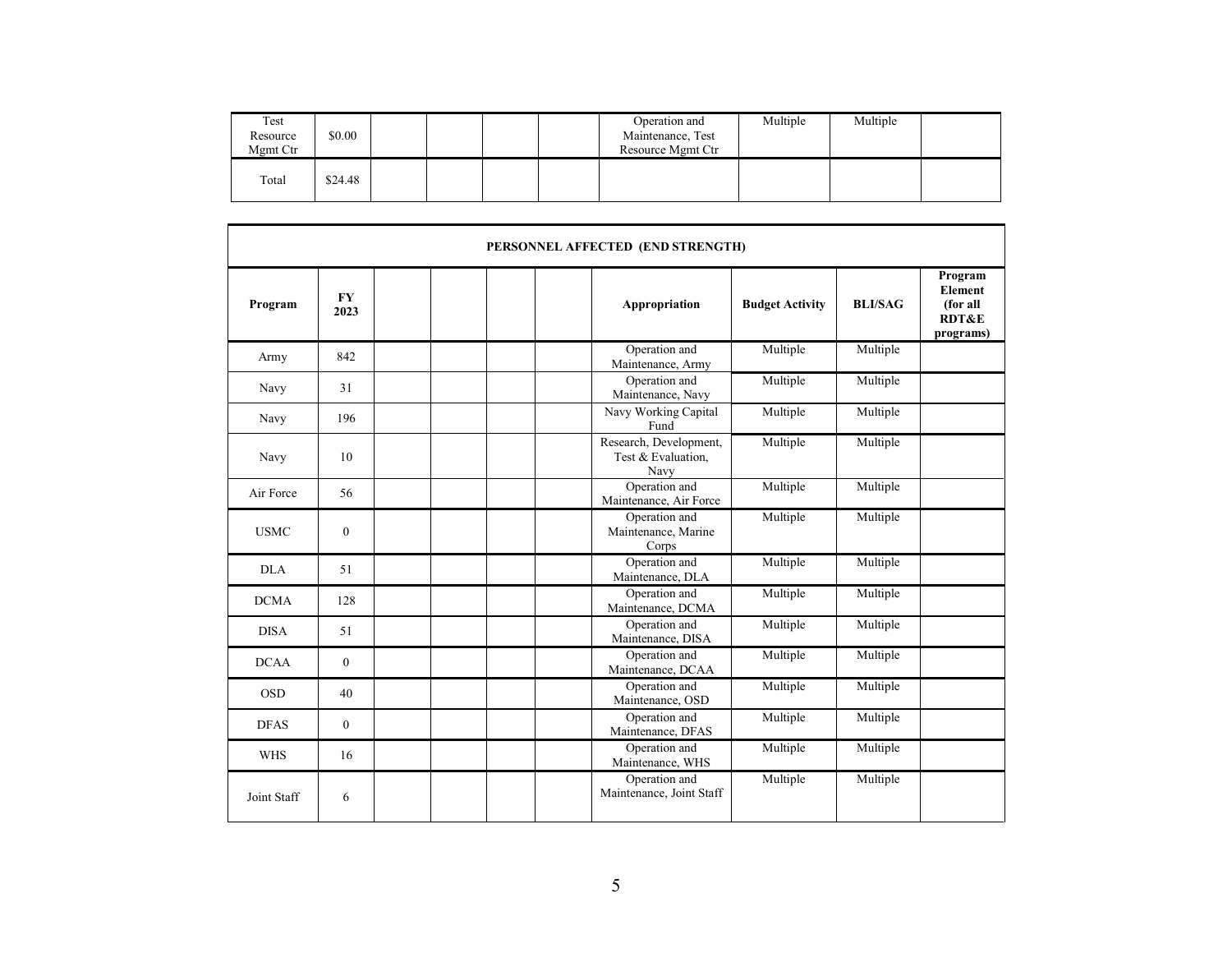| | | | | | | | | | |
|---|---|---|---|---|---|---|---|---|---|
| Test Resource Mgmt Ctr | $0.00 | | | | | Operation and Maintenance, Test Resource Mgmt Ctr | Multiple | Multiple | |
| Total | $24.48 | | | | | | | | |

| PERSONNEL AFFECTED (END STRENGTH) | | | | | | | | | |
|---|---|---|---|---|---|---|---|---|---|
| **Program** | **FY 2023** | | | | | **Appropriation** | **Budget Activity** | **BLI/SAG** | **Program Element (for all RDT&E programs)** |
| Army | 842 | | | | | Operation and Maintenance, Army | Multiple | Multiple | |
| Navy | 31 | | | | | Operation and Maintenance, Navy | Multiple | Multiple | |
| Navy | 196 | | | | | Navy Working Capital Fund | Multiple | Multiple | |
| Navy | 10 | | | | | Research, Development, Test & Evaluation, Navy | Multiple | Multiple | |
| Air Force | 56 | | | | | Operation and Maintenance, Air Force | Multiple | Multiple | |
| USMC | 0 | | | | | Operation and Maintenance, Marine Corps | Multiple | Multiple | |
| DLA | 51 | | | | | Operation and Maintenance, DLA | Multiple | Multiple | |
| DCMA | 128 | | | | | Operation and Maintenance, DCMA | Multiple | Multiple | |
| DISA | 51 | | | | | Operation and Maintenance, DISA | Multiple | Multiple | |
| DCAA | 0 | | | | | Operation and Maintenance, DCAA | Multiple | Multiple | |
| OSD | 40 | | | | | Operation and Maintenance, OSD | Multiple | Multiple | |
| DFAS | 0 | | | | | Operation and Maintenance, DFAS | Multiple | Multiple | |
| WHS | 16 | | | | | Operation and Maintenance, WHS | Multiple | Multiple | |
| Joint Staff | 6 | | | | | Operation and Maintenance, Joint Staff | Multiple | Multiple | |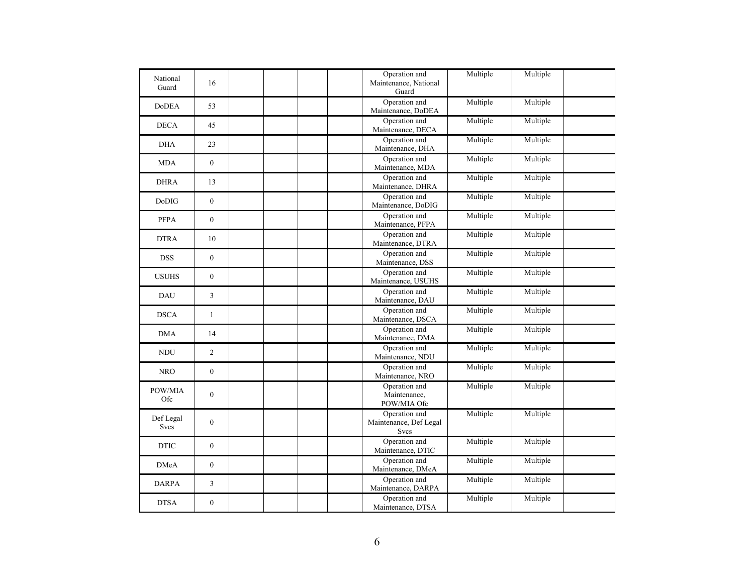| | | | | | | | | | |
|---|---|---|---|---|---|---|---|---|---|
| National Guard | 16 | | | | | Operation and Maintenance, National Guard | Multiple | Multiple | |
| DoDEA | 53 | | | | | Operation and Maintenance, DoDEA | Multiple | Multiple | |
| DECA | 45 | | | | | Operation and Maintenance, DECA | Multiple | Multiple | |
| DHA | 23 | | | | | Operation and Maintenance, DHA | Multiple | Multiple | |
| MDA | 0 | | | | | Operation and Maintenance, MDA | Multiple | Multiple | |
| DHRA | 13 | | | | | Operation and Maintenance, DHRA | Multiple | Multiple | |
| DoDIG | 0 | | | | | Operation and Maintenance, DoDIG | Multiple | Multiple | |
| PFPA | 0 | | | | | Operation and Maintenance, PFPA | Multiple | Multiple | |
| DTRA | 10 | | | | | Operation and Maintenance, DTRA | Multiple | Multiple | |
| DSS | 0 | | | | | Operation and Maintenance, DSS | Multiple | Multiple | |
| USUHS | 0 | | | | | Operation and Maintenance, USUHS | Multiple | Multiple | |
| DAU | 3 | | | | | Operation and Maintenance, DAU | Multiple | Multiple | |
| DSCA | 1 | | | | | Operation and Maintenance, DSCA | Multiple | Multiple | |
| DMA | 14 | | | | | Operation and Maintenance, DMA | Multiple | Multiple | |
| NDU | 2 | | | | | Operation and Maintenance, NDU | Multiple | Multiple | |
| NRO | 0 | | | | | Operation and Maintenance, NRO | Multiple | Multiple | |
| POW/MIA Ofc | 0 | | | | | Operation and Maintenance, POW/MIA Ofc | Multiple | Multiple | |
| Def Legal Svcs | 0 | | | | | Operation and Maintenance, Def Legal Svcs | Multiple | Multiple | |
| DTIC | 0 | | | | | Operation and Maintenance, DTIC | Multiple | Multiple | |
| DMeA | 0 | | | | | Operation and Maintenance, DMeA | Multiple | Multiple | |
| DARPA | 3 | | | | | Operation and Maintenance, DARPA | Multiple | Multiple | |
| DTSA | 0 | | | | | Operation and Maintenance, DTSA | Multiple | Multiple | |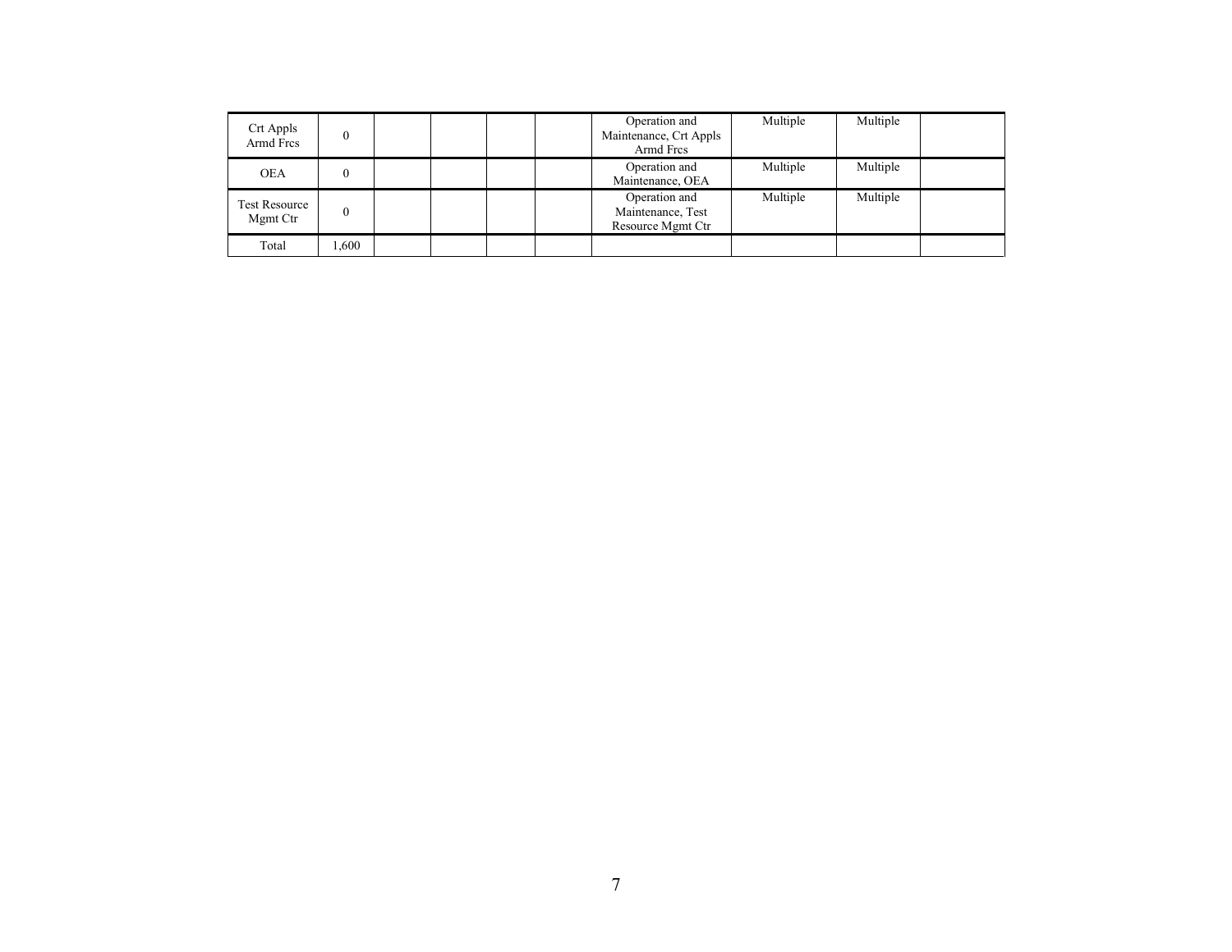|  |  |  |  |  |  |  |  |  |  |
|---|---|---|---|---|---|---|---|---|---|
| Crt Appls Armd Frcs | 0 |  |  |  |  | Operation and Maintenance, Crt Appls Armd Frcs | Multiple | Multiple |  |
| OEA | 0 |  |  |  |  | Operation and Maintenance, OEA | Multiple | Multiple |  |
| Test Resource Mgmt Ctr | 0 |  |  |  |  | Operation and Maintenance, Test Resource Mgmt Ctr | Multiple | Multiple |  |
| Total | 1,600 |  |  |  |  |  |  |  |  |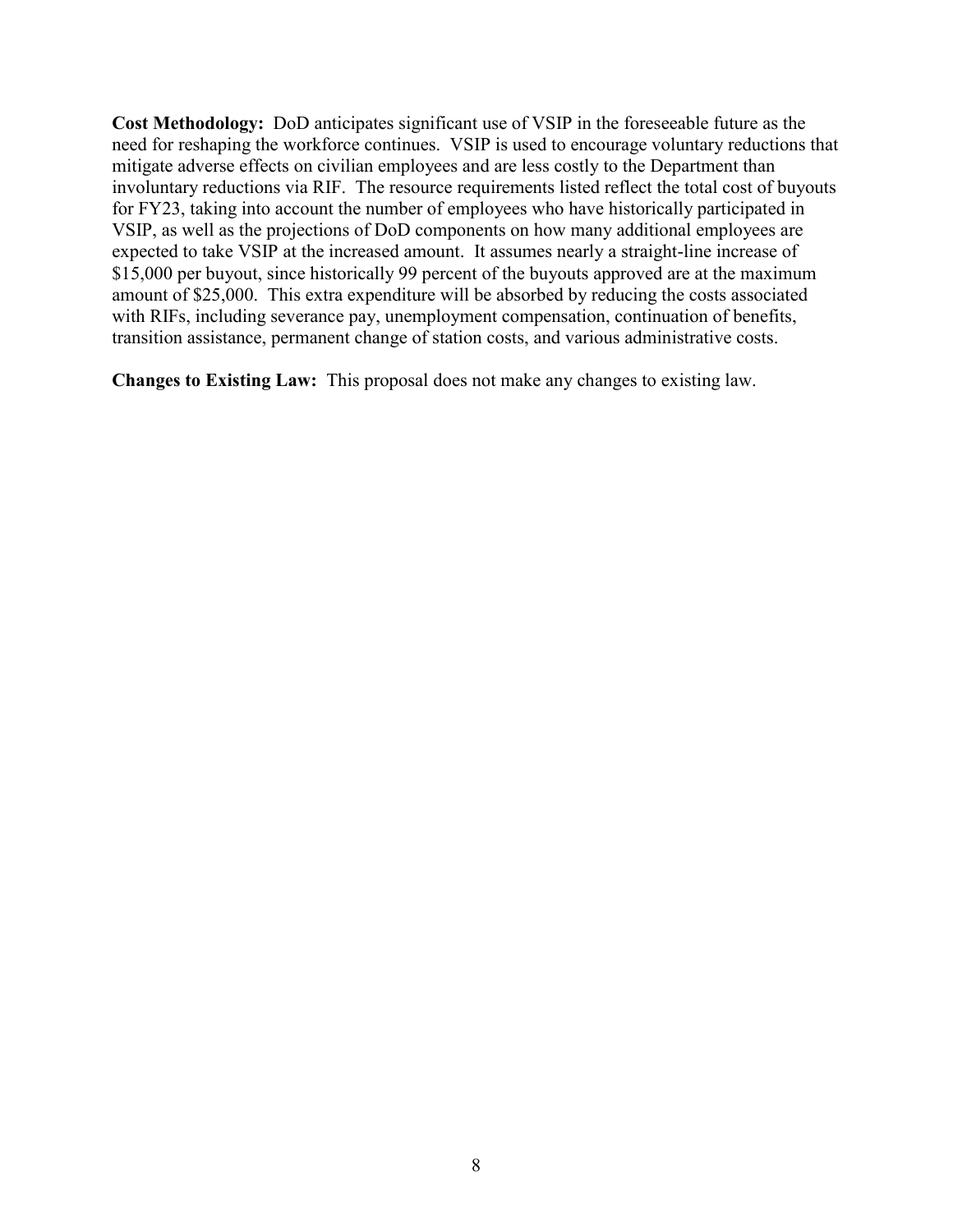**Cost Methodology:** DoD anticipates significant use of VSIP in the foreseeable future as the need for reshaping the workforce continues. VSIP is used to encourage voluntary reductions that mitigate adverse effects on civilian employees and are less costly to the Department than involuntary reductions via RIF. The resource requirements listed reflect the total cost of buyouts for FY23, taking into account the number of employees who have historically participated in VSIP, as well as the projections of DoD components on how many additional employees are expected to take VSIP at the increased amount. It assumes nearly a straight-line increase of $15,000 per buyout, since historically 99 percent of the buyouts approved are at the maximum amount of $25,000. This extra expenditure will be absorbed by reducing the costs associated with RIFs, including severance pay, unemployment compensation, continuation of benefits, transition assistance, permanent change of station costs, and various administrative costs.

**Changes to Existing Law:** This proposal does not make any changes to existing law.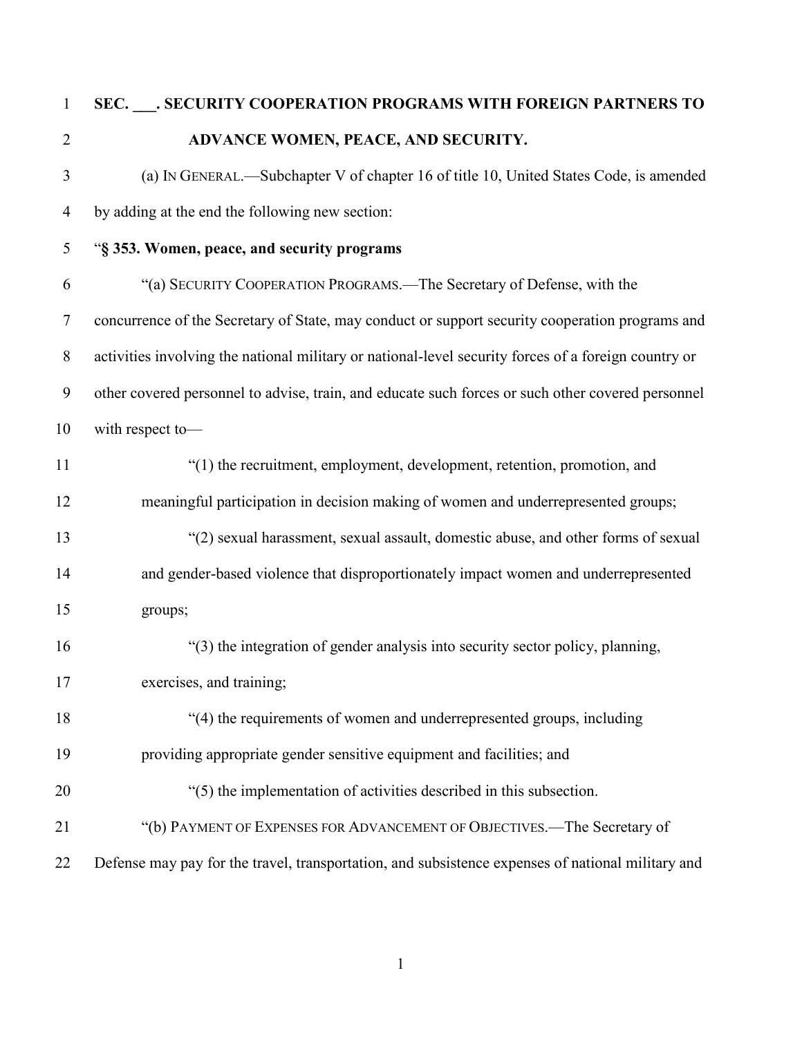**SEC. ___. SECURITY COOPERATION PROGRAMS WITH FOREIGN PARTNERS TO ADVANCE WOMEN, PEACE, AND SECURITY.**

(a) IN GENERAL.—Subchapter V of chapter 16 of title 10, United States Code, is amended by adding at the end the following new section:

"**§ 353. Women, peace, and security programs**

"(a) SECURITY COOPERATION PROGRAMS.—The Secretary of Defense, with the concurrence of the Secretary of State, may conduct or support security cooperation programs and activities involving the national military or national-level security forces of a foreign country or other covered personnel to advise, train, and educate such forces or such other covered personnel with respect to—

"(1) the recruitment, employment, development, retention, promotion, and meaningful participation in decision making of women and underrepresented groups;

"(2) sexual harassment, sexual assault, domestic abuse, and other forms of sexual and gender-based violence that disproportionately impact women and underrepresented groups;

"(3) the integration of gender analysis into security sector policy, planning, exercises, and training;

"(4) the requirements of women and underrepresented groups, including providing appropriate gender sensitive equipment and facilities; and

"(5) the implementation of activities described in this subsection.

"(b) PAYMENT OF EXPENSES FOR ADVANCEMENT OF OBJECTIVES.—The Secretary of Defense may pay for the travel, transportation, and subsistence expenses of national military and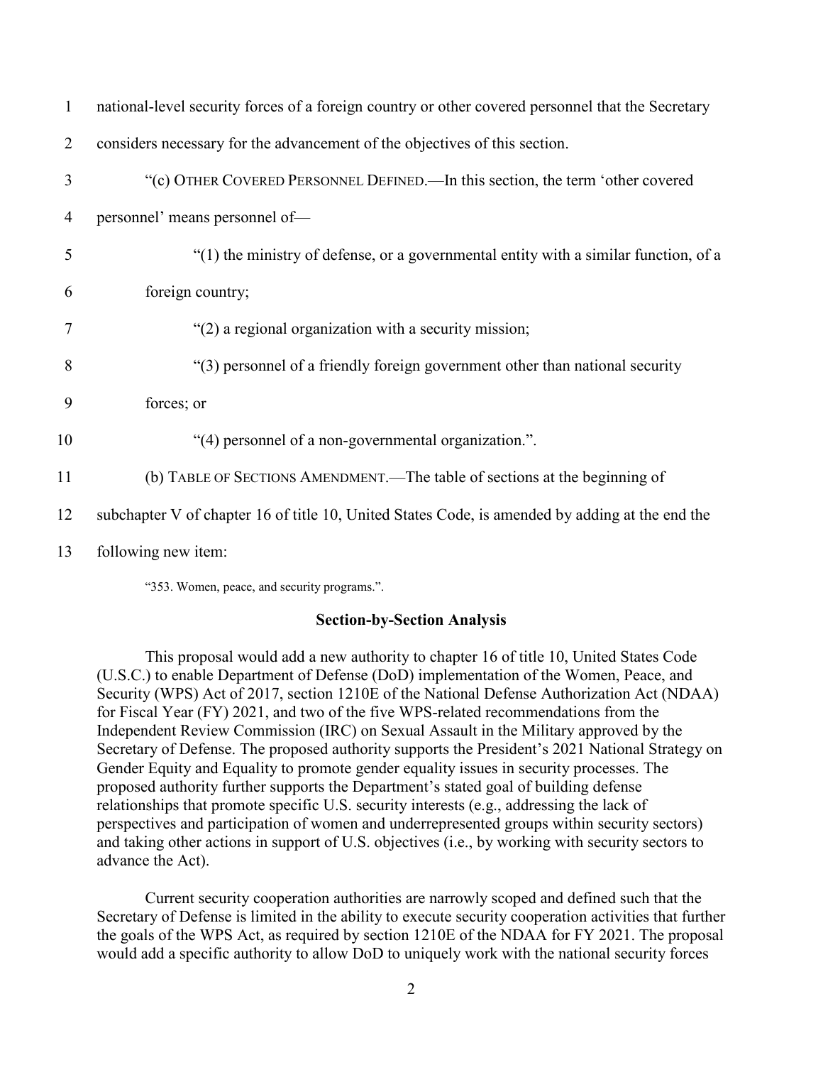national-level security forces of a foreign country or other covered personnel that the Secretary considers necessary for the advancement of the objectives of this section.

"(c) OTHER COVERED PERSONNEL DEFINED.—In this section, the term 'other covered personnel' means personnel of—

"(1) the ministry of defense, or a governmental entity with a similar function, of a foreign country;

"(2) a regional organization with a security mission;

"(3) personnel of a friendly foreign government other than national security forces; or

"(4) personnel of a non-governmental organization.".

(b) TABLE OF SECTIONS AMENDMENT.—The table of sections at the beginning of subchapter V of chapter 16 of title 10, United States Code, is amended by adding at the end the following new item:

"353. Women, peace, and security programs.".

**Section-by-Section Analysis**

This proposal would add a new authority to chapter 16 of title 10, United States Code (U.S.C.) to enable Department of Defense (DoD) implementation of the Women, Peace, and Security (WPS) Act of 2017, section 1210E of the National Defense Authorization Act (NDAA) for Fiscal Year (FY) 2021, and two of the five WPS-related recommendations from the Independent Review Commission (IRC) on Sexual Assault in the Military approved by the Secretary of Defense. The proposed authority supports the President's 2021 National Strategy on Gender Equity and Equality to promote gender equality issues in security processes. The proposed authority further supports the Department's stated goal of building defense relationships that promote specific U.S. security interests (e.g., addressing the lack of perspectives and participation of women and underrepresented groups within security sectors) and taking other actions in support of U.S. objectives (i.e., by working with security sectors to advance the Act).

Current security cooperation authorities are narrowly scoped and defined such that the Secretary of Defense is limited in the ability to execute security cooperation activities that further the goals of the WPS Act, as required by section 1210E of the NDAA for FY 2021. The proposal would add a specific authority to allow DoD to uniquely work with the national security forces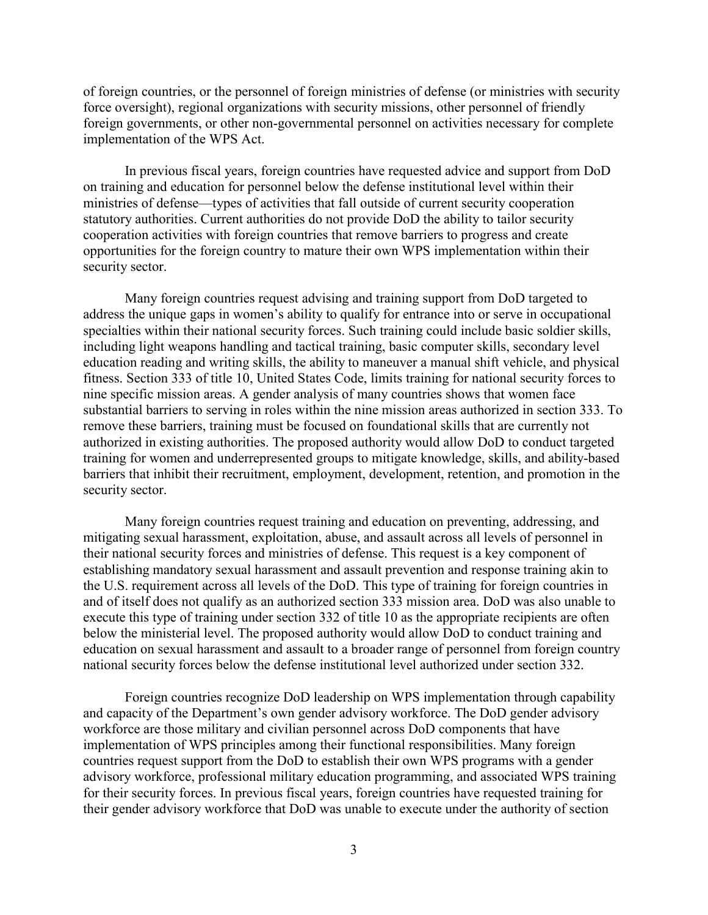of foreign countries, or the personnel of foreign ministries of defense (or ministries with security force oversight), regional organizations with security missions, other personnel of friendly foreign governments, or other non-governmental personnel on activities necessary for complete implementation of the WPS Act.

In previous fiscal years, foreign countries have requested advice and support from DoD on training and education for personnel below the defense institutional level within their ministries of defense—types of activities that fall outside of current security cooperation statutory authorities. Current authorities do not provide DoD the ability to tailor security cooperation activities with foreign countries that remove barriers to progress and create opportunities for the foreign country to mature their own WPS implementation within their security sector.

Many foreign countries request advising and training support from DoD targeted to address the unique gaps in women's ability to qualify for entrance into or serve in occupational specialties within their national security forces. Such training could include basic soldier skills, including light weapons handling and tactical training, basic computer skills, secondary level education reading and writing skills, the ability to maneuver a manual shift vehicle, and physical fitness. Section 333 of title 10, United States Code, limits training for national security forces to nine specific mission areas. A gender analysis of many countries shows that women face substantial barriers to serving in roles within the nine mission areas authorized in section 333. To remove these barriers, training must be focused on foundational skills that are currently not authorized in existing authorities. The proposed authority would allow DoD to conduct targeted training for women and underrepresented groups to mitigate knowledge, skills, and ability-based barriers that inhibit their recruitment, employment, development, retention, and promotion in the security sector.

Many foreign countries request training and education on preventing, addressing, and mitigating sexual harassment, exploitation, abuse, and assault across all levels of personnel in their national security forces and ministries of defense. This request is a key component of establishing mandatory sexual harassment and assault prevention and response training akin to the U.S. requirement across all levels of the DoD. This type of training for foreign countries in and of itself does not qualify as an authorized section 333 mission area. DoD was also unable to execute this type of training under section 332 of title 10 as the appropriate recipients are often below the ministerial level. The proposed authority would allow DoD to conduct training and education on sexual harassment and assault to a broader range of personnel from foreign country national security forces below the defense institutional level authorized under section 332.

Foreign countries recognize DoD leadership on WPS implementation through capability and capacity of the Department's own gender advisory workforce. The DoD gender advisory workforce are those military and civilian personnel across DoD components that have implementation of WPS principles among their functional responsibilities. Many foreign countries request support from the DoD to establish their own WPS programs with a gender advisory workforce, professional military education programming, and associated WPS training for their security forces. In previous fiscal years, foreign countries have requested training for their gender advisory workforce that DoD was unable to execute under the authority of section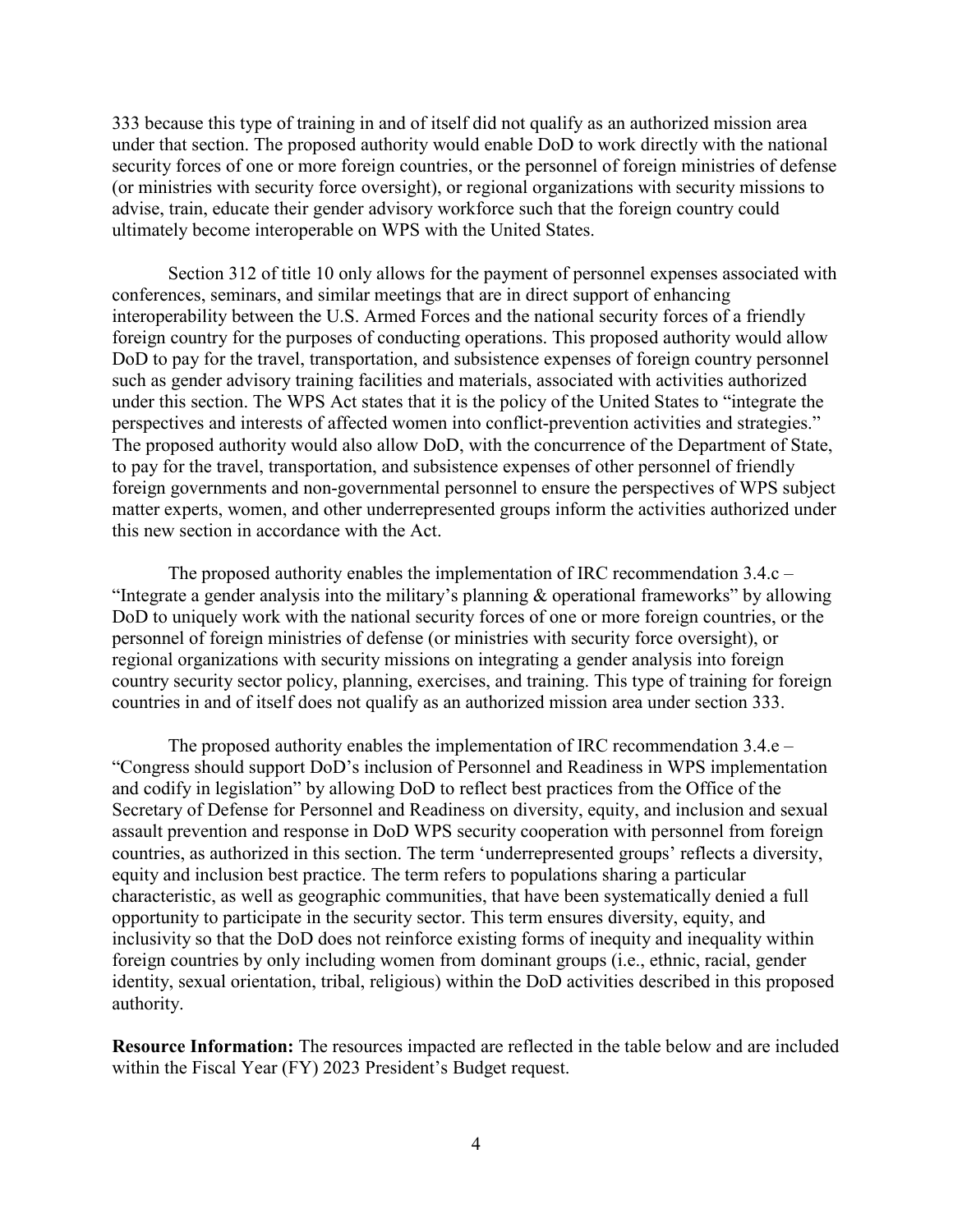333 because this type of training in and of itself did not qualify as an authorized mission area under that section. The proposed authority would enable DoD to work directly with the national security forces of one or more foreign countries, or the personnel of foreign ministries of defense (or ministries with security force oversight), or regional organizations with security missions to advise, train, educate their gender advisory workforce such that the foreign country could ultimately become interoperable on WPS with the United States.

Section 312 of title 10 only allows for the payment of personnel expenses associated with conferences, seminars, and similar meetings that are in direct support of enhancing interoperability between the U.S. Armed Forces and the national security forces of a friendly foreign country for the purposes of conducting operations. This proposed authority would allow DoD to pay for the travel, transportation, and subsistence expenses of foreign country personnel such as gender advisory training facilities and materials, associated with activities authorized under this section. The WPS Act states that it is the policy of the United States to "integrate the perspectives and interests of affected women into conflict-prevention activities and strategies." The proposed authority would also allow DoD, with the concurrence of the Department of State, to pay for the travel, transportation, and subsistence expenses of other personnel of friendly foreign governments and non-governmental personnel to ensure the perspectives of WPS subject matter experts, women, and other underrepresented groups inform the activities authorized under this new section in accordance with the Act.

The proposed authority enables the implementation of IRC recommendation 3.4.c – "Integrate a gender analysis into the military's planning & operational frameworks" by allowing DoD to uniquely work with the national security forces of one or more foreign countries, or the personnel of foreign ministries of defense (or ministries with security force oversight), or regional organizations with security missions on integrating a gender analysis into foreign country security sector policy, planning, exercises, and training. This type of training for foreign countries in and of itself does not qualify as an authorized mission area under section 333.

The proposed authority enables the implementation of IRC recommendation 3.4.e – "Congress should support DoD's inclusion of Personnel and Readiness in WPS implementation and codify in legislation" by allowing DoD to reflect best practices from the Office of the Secretary of Defense for Personnel and Readiness on diversity, equity, and inclusion and sexual assault prevention and response in DoD WPS security cooperation with personnel from foreign countries, as authorized in this section. The term 'underrepresented groups' reflects a diversity, equity and inclusion best practice. The term refers to populations sharing a particular characteristic, as well as geographic communities, that have been systematically denied a full opportunity to participate in the security sector. This term ensures diversity, equity, and inclusivity so that the DoD does not reinforce existing forms of inequity and inequality within foreign countries by only including women from dominant groups (i.e., ethnic, racial, gender identity, sexual orientation, tribal, religious) within the DoD activities described in this proposed authority.

**Resource Information:** The resources impacted are reflected in the table below and are included within the Fiscal Year (FY) 2023 President's Budget request.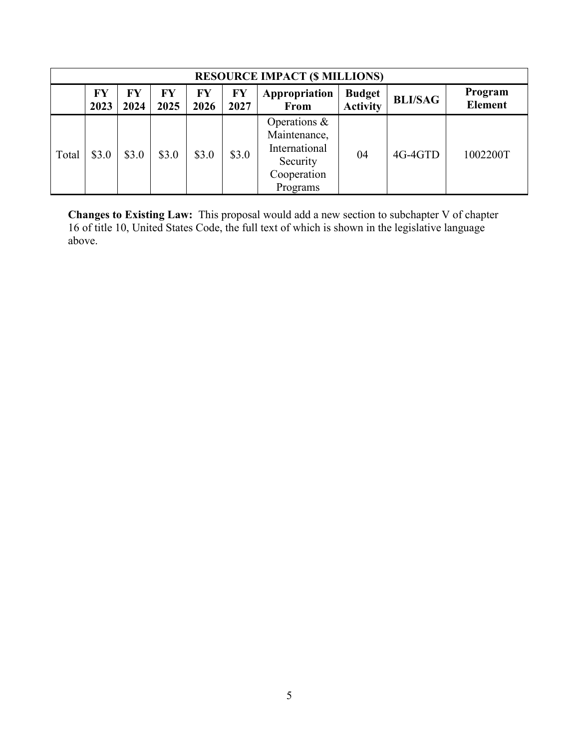| RESOURCE IMPACT ($ MILLIONS) | | | | | | | | | |
|---|---|---|---|---|---|---|---|---|---|
| | **FY 2023** | **FY 2024** | **FY 2025** | **FY 2026** | **FY 2027** | **Appropriation From** | **Budget Activity** | **BLI/SAG** | **Program Element** |
| Total | $3.0 | $3.0 | $3.0 | $3.0 | $3.0 | Operations & Maintenance, International Security Cooperation Programs | 04 | 4G-4GTD | 1002200T |

**Changes to Existing Law:** This proposal would add a new section to subchapter V of chapter 16 of title 10, United States Code, the full text of which is shown in the legislative language above.